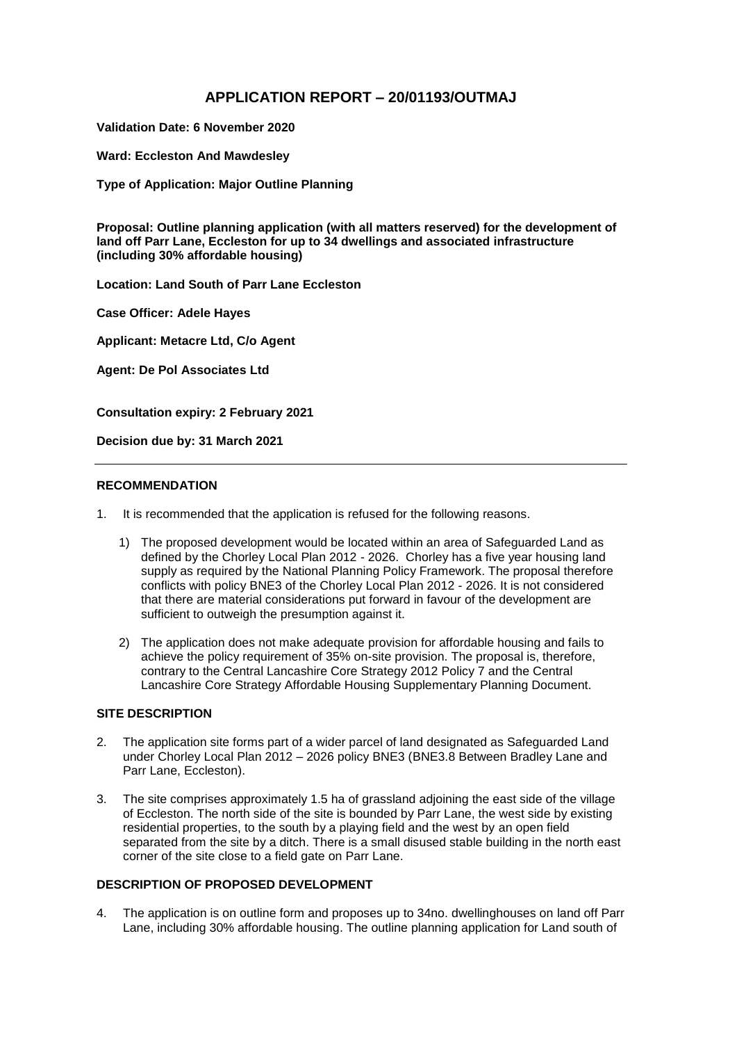# APPLICATION REPORT – 20/01193/OUTMAJ

**Validation Date: 6 November 2020**

**Ward: Eccleston And Mawdesley**

**Type of Application: Major Outline Planning**

**Proposal: Outline planning application (with all matters reserved) for the development of land off Parr Lane, Eccleston for up to 34 dwellings and associated infrastructure (including 30% affordable housing)**

**Location: Land South of Parr Lane Eccleston**

**Case Officer: Adele Hayes**

**Applicant: Metacre Ltd, C/o Agent**

**Agent: De Pol Associates Ltd**

**Consultation expiry: 2 February 2021**

**Decision due by: 31 March 2021**

---

## RECOMMENDATION

1. It is recommended that the application is refused for the following reasons.

   1) The proposed development would be located within an area of Safeguarded Land as defined by the Chorley Local Plan 2012 - 2026. Chorley has a five year housing land supply as required by the National Planning Policy Framework. The proposal therefore conflicts with policy BNE3 of the Chorley Local Plan 2012 - 2026. It is not considered that there are material considerations put forward in favour of the development are sufficient to outweigh the presumption against it.

   2) The application does not make adequate provision for affordable housing and fails to achieve the policy requirement of 35% on-site provision. The proposal is, therefore, contrary to the Central Lancashire Core Strategy 2012 Policy 7 and the Central Lancashire Core Strategy Affordable Housing Supplementary Planning Document.

## SITE DESCRIPTION

2. The application site forms part of a wider parcel of land designated as Safeguarded Land under Chorley Local Plan 2012 – 2026 policy BNE3 (BNE3.8 Between Bradley Lane and Parr Lane, Eccleston).

3. The site comprises approximately 1.5 ha of grassland adjoining the east side of the village of Eccleston. The north side of the site is bounded by Parr Lane, the west side by existing residential properties, to the south by a playing field and the west by an open field separated from the site by a ditch. There is a small disused stable building in the north east corner of the site close to a field gate on Parr Lane.

## DESCRIPTION OF PROPOSED DEVELOPMENT

4. The application is on outline form and proposes up to 34no. dwellinghouses on land off Parr Lane, including 30% affordable housing. The outline planning application for Land south of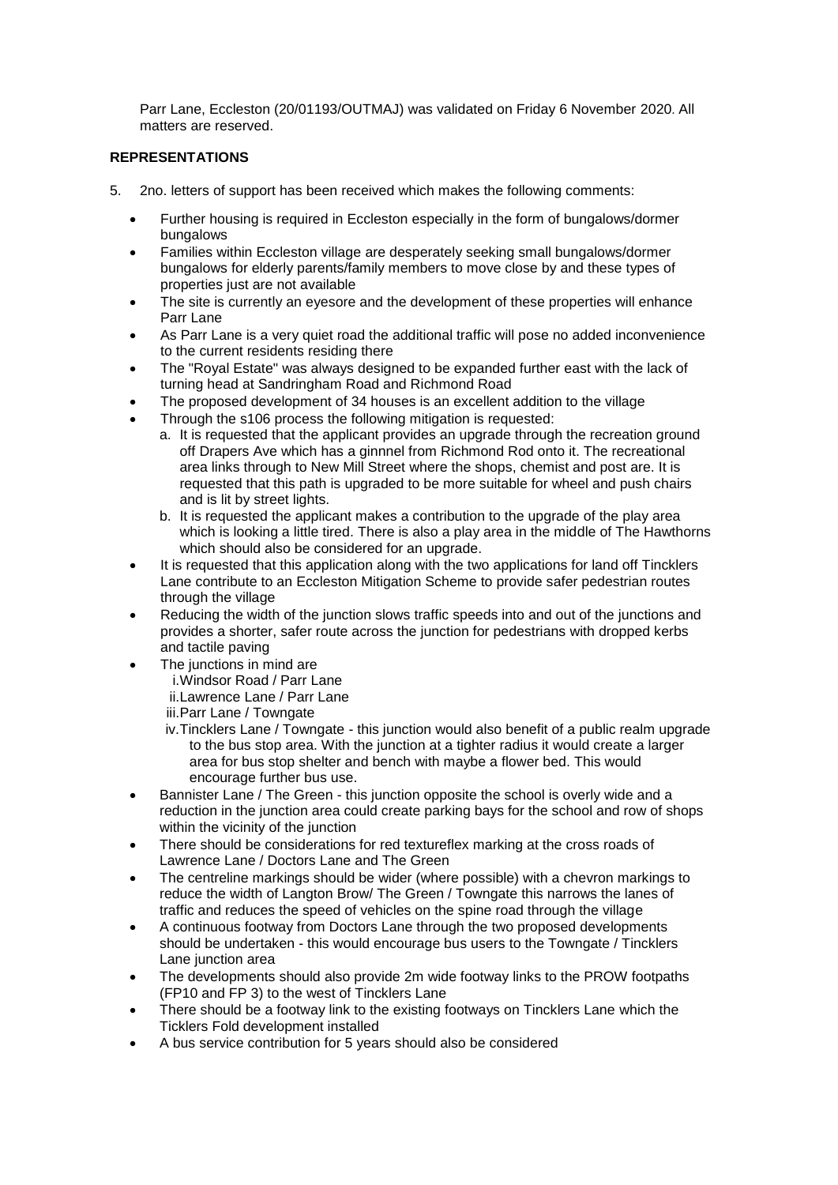Parr Lane, Eccleston (20/01193/OUTMAJ) was validated on Friday 6 November 2020. All matters are reserved.

**REPRESENTATIONS**

5. 2no. letters of support has been received which makes the following comments:

- Further housing is required in Eccleston especially in the form of bungalows/dormer bungalows
- Families within Eccleston village are desperately seeking small bungalows/dormer bungalows for elderly parents/family members to move close by and these types of properties just are not available
- The site is currently an eyesore and the development of these properties will enhance Parr Lane
- As Parr Lane is a very quiet road the additional traffic will pose no added inconvenience to the current residents residing there
- The "Royal Estate" was always designed to be expanded further east with the lack of turning head at Sandringham Road and Richmond Road
- The proposed development of 34 houses is an excellent addition to the village
- Through the s106 process the following mitigation is requested:
  a. It is requested that the applicant provides an upgrade through the recreation ground off Drapers Ave which has a ginnnel from Richmond Rod onto it. The recreational area links through to New Mill Street where the shops, chemist and post are. It is requested that this path is upgraded to be more suitable for wheel and push chairs and is lit by street lights.
  b. It is requested the applicant makes a contribution to the upgrade of the play area which is looking a little tired. There is also a play area in the middle of The Hawthorns which should also be considered for an upgrade.
- It is requested that this application along with the two applications for land off Tincklers Lane contribute to an Eccleston Mitigation Scheme to provide safer pedestrian routes through the village
- Reducing the width of the junction slows traffic speeds into and out of the junctions and provides a shorter, safer route across the junction for pedestrians with dropped kerbs and tactile paving
- The junctions in mind are
  i. Windsor Road / Parr Lane
  ii. Lawrence Lane / Parr Lane
  iii. Parr Lane / Towngate
  iv. Tincklers Lane / Towngate - this junction would also benefit of a public realm upgrade to the bus stop area. With the junction at a tighter radius it would create a larger area for bus stop shelter and bench with maybe a flower bed. This would encourage further bus use.
- Bannister Lane / The Green - this junction opposite the school is overly wide and a reduction in the junction area could create parking bays for the school and row of shops within the vicinity of the junction
- There should be considerations for red textureflex marking at the cross roads of Lawrence Lane / Doctors Lane and The Green
- The centreline markings should be wider (where possible) with a chevron markings to reduce the width of Langton Brow/ The Green / Towngate this narrows the lanes of traffic and reduces the speed of vehicles on the spine road through the village
- A continuous footway from Doctors Lane through the two proposed developments should be undertaken - this would encourage bus users to the Towngate / Tincklers Lane junction area
- The developments should also provide 2m wide footway links to the PROW footpaths (FP10 and FP 3) to the west of Tincklers Lane
- There should be a footway link to the existing footways on Tincklers Lane which the Ticklers Fold development installed
- A bus service contribution for 5 years should also be considered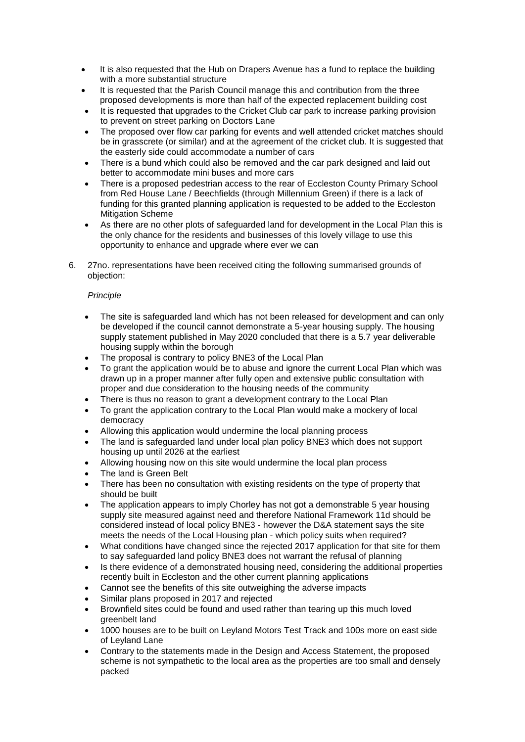- It is also requested that the Hub on Drapers Avenue has a fund to replace the building with a more substantial structure
- It is requested that the Parish Council manage this and contribution from the three proposed developments is more than half of the expected replacement building cost
- It is requested that upgrades to the Cricket Club car park to increase parking provision to prevent on street parking on Doctors Lane
- The proposed over flow car parking for events and well attended cricket matches should be in grasscrete (or similar) and at the agreement of the cricket club. It is suggested that the easterly side could accommodate a number of cars
- There is a bund which could also be removed and the car park designed and laid out better to accommodate mini buses and more cars
- There is a proposed pedestrian access to the rear of Eccleston County Primary School from Red House Lane / Beechfields (through Millennium Green) if there is a lack of funding for this granted planning application is requested to be added to the Eccleston Mitigation Scheme
- As there are no other plots of safeguarded land for development in the Local Plan this is the only chance for the residents and businesses of this lovely village to use this opportunity to enhance and upgrade where ever we can

6. 27no. representations have been received citing the following summarised grounds of objection:

*Principle*

- The site is safeguarded land which has not been released for development and can only be developed if the council cannot demonstrate a 5-year housing supply. The housing supply statement published in May 2020 concluded that there is a 5.7 year deliverable housing supply within the borough
- The proposal is contrary to policy BNE3 of the Local Plan
- To grant the application would be to abuse and ignore the current Local Plan which was drawn up in a proper manner after fully open and extensive public consultation with proper and due consideration to the housing needs of the community
- There is thus no reason to grant a development contrary to the Local Plan
- To grant the application contrary to the Local Plan would make a mockery of local democracy
- Allowing this application would undermine the local planning process
- The land is safeguarded land under local plan policy BNE3 which does not support housing up until 2026 at the earliest
- Allowing housing now on this site would undermine the local plan process
- The land is Green Belt
- There has been no consultation with existing residents on the type of property that should be built
- The application appears to imply Chorley has not got a demonstrable 5 year housing supply site measured against need and therefore National Framework 11d should be considered instead of local policy BNE3 - however the D&A statement says the site meets the needs of the Local Housing plan - which policy suits when required?
- What conditions have changed since the rejected 2017 application for that site for them to say safeguarded land policy BNE3 does not warrant the refusal of planning
- Is there evidence of a demonstrated housing need, considering the additional properties recently built in Eccleston and the other current planning applications
- Cannot see the benefits of this site outweighing the adverse impacts
- Similar plans proposed in 2017 and rejected
- Brownfield sites could be found and used rather than tearing up this much loved greenbelt land
- 1000 houses are to be built on Leyland Motors Test Track and 100s more on east side of Leyland Lane
- Contrary to the statements made in the Design and Access Statement, the proposed scheme is not sympathetic to the local area as the properties are too small and densely packed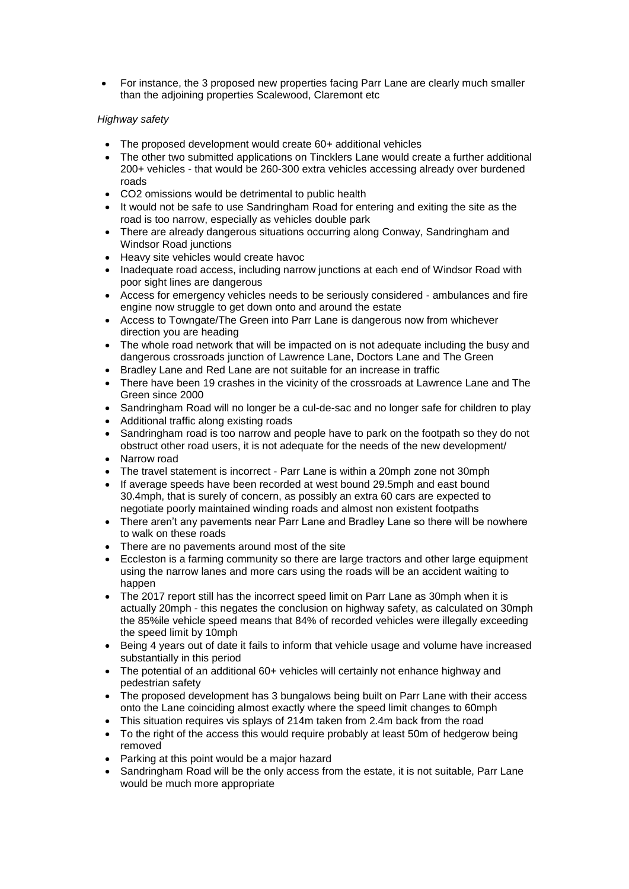- For instance, the 3 proposed new properties facing Parr Lane are clearly much smaller than the adjoining properties Scalewood, Claremont etc

*Highway safety*

- The proposed development would create 60+ additional vehicles
- The other two submitted applications on Tincklers Lane would create a further additional 200+ vehicles - that would be 260-300 extra vehicles accessing already over burdened roads
- CO2 omissions would be detrimental to public health
- It would not be safe to use Sandringham Road for entering and exiting the site as the road is too narrow, especially as vehicles double park
- There are already dangerous situations occurring along Conway, Sandringham and Windsor Road junctions
- Heavy site vehicles would create havoc
- Inadequate road access, including narrow junctions at each end of Windsor Road with poor sight lines are dangerous
- Access for emergency vehicles needs to be seriously considered - ambulances and fire engine now struggle to get down onto and around the estate
- Access to Towngate/The Green into Parr Lane is dangerous now from whichever direction you are heading
- The whole road network that will be impacted on is not adequate including the busy and dangerous crossroads junction of Lawrence Lane, Doctors Lane and The Green
- Bradley Lane and Red Lane are not suitable for an increase in traffic
- There have been 19 crashes in the vicinity of the crossroads at Lawrence Lane and The Green since 2000
- Sandringham Road will no longer be a cul-de-sac and no longer safe for children to play
- Additional traffic along existing roads
- Sandringham road is too narrow and people have to park on the footpath so they do not obstruct other road users, it is not adequate for the needs of the new development/
- Narrow road
- The travel statement is incorrect - Parr Lane is within a 20mph zone not 30mph
- If average speeds have been recorded at west bound 29.5mph and east bound 30.4mph, that is surely of concern, as possibly an extra 60 cars are expected to negotiate poorly maintained winding roads and almost non existent footpaths
- There aren't any pavements near Parr Lane and Bradley Lane so there will be nowhere to walk on these roads
- There are no pavements around most of the site
- Eccleston is a farming community so there are large tractors and other large equipment using the narrow lanes and more cars using the roads will be an accident waiting to happen
- The 2017 report still has the incorrect speed limit on Parr Lane as 30mph when it is actually 20mph - this negates the conclusion on highway safety, as calculated on 30mph the 85%ile vehicle speed means that 84% of recorded vehicles were illegally exceeding the speed limit by 10mph
- Being 4 years out of date it fails to inform that vehicle usage and volume have increased substantially in this period
- The potential of an additional 60+ vehicles will certainly not enhance highway and pedestrian safety
- The proposed development has 3 bungalows being built on Parr Lane with their access onto the Lane coinciding almost exactly where the speed limit changes to 60mph
- This situation requires vis splays of 214m taken from 2.4m back from the road
- To the right of the access this would require probably at least 50m of hedgerow being removed
- Parking at this point would be a major hazard
- Sandringham Road will be the only access from the estate, it is not suitable, Parr Lane would be much more appropriate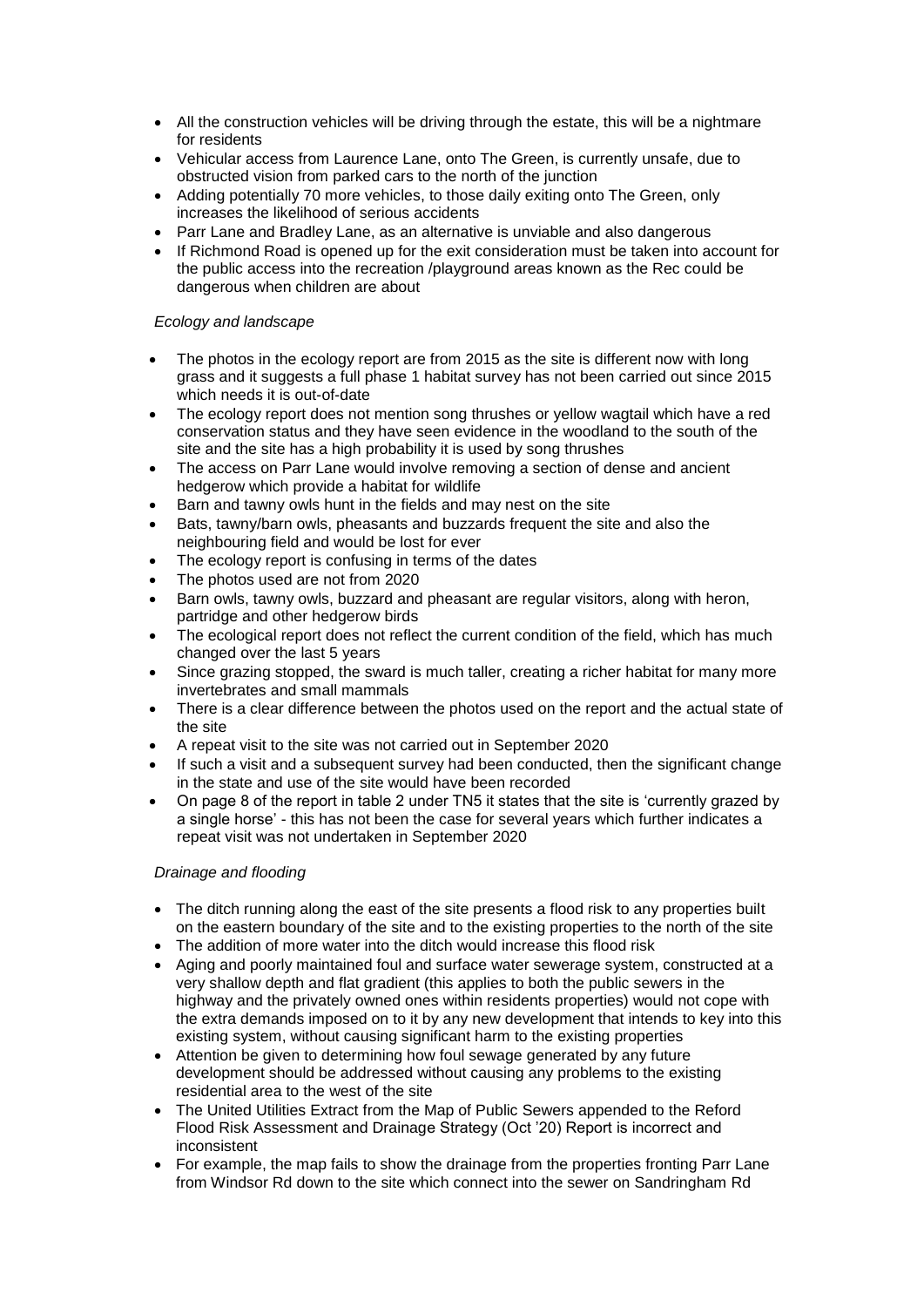- All the construction vehicles will be driving through the estate, this will be a nightmare for residents
- Vehicular access from Laurence Lane, onto The Green, is currently unsafe, due to obstructed vision from parked cars to the north of the junction
- Adding potentially 70 more vehicles, to those daily exiting onto The Green, only increases the likelihood of serious accidents
- Parr Lane and Bradley Lane, as an alternative is unviable and also dangerous
- If Richmond Road is opened up for the exit consideration must be taken into account for the public access into the recreation /playground areas known as the Rec could be dangerous when children are about

*Ecology and landscape*

- The photos in the ecology report are from 2015 as the site is different now with long grass and it suggests a full phase 1 habitat survey has not been carried out since 2015 which needs it is out-of-date
- The ecology report does not mention song thrushes or yellow wagtail which have a red conservation status and they have seen evidence in the woodland to the south of the site and the site has a high probability it is used by song thrushes
- The access on Parr Lane would involve removing a section of dense and ancient hedgerow which provide a habitat for wildlife
- Barn and tawny owls hunt in the fields and may nest on the site
- Bats, tawny/barn owls, pheasants and buzzards frequent the site and also the neighbouring field and would be lost for ever
- The ecology report is confusing in terms of the dates
- The photos used are not from 2020
- Barn owls, tawny owls, buzzard and pheasant are regular visitors, along with heron, partridge and other hedgerow birds
- The ecological report does not reflect the current condition of the field, which has much changed over the last 5 years
- Since grazing stopped, the sward is much taller, creating a richer habitat for many more invertebrates and small mammals
- There is a clear difference between the photos used on the report and the actual state of the site
- A repeat visit to the site was not carried out in September 2020
- If such a visit and a subsequent survey had been conducted, then the significant change in the state and use of the site would have been recorded
- On page 8 of the report in table 2 under TN5 it states that the site is 'currently grazed by a single horse' - this has not been the case for several years which further indicates a repeat visit was not undertaken in September 2020

*Drainage and flooding*

- The ditch running along the east of the site presents a flood risk to any properties built on the eastern boundary of the site and to the existing properties to the north of the site
- The addition of more water into the ditch would increase this flood risk
- Aging and poorly maintained foul and surface water sewerage system, constructed at a very shallow depth and flat gradient (this applies to both the public sewers in the highway and the privately owned ones within residents properties) would not cope with the extra demands imposed on to it by any new development that intends to key into this existing system, without causing significant harm to the existing properties
- Attention be given to determining how foul sewage generated by any future development should be addressed without causing any problems to the existing residential area to the west of the site
- The United Utilities Extract from the Map of Public Sewers appended to the Reford Flood Risk Assessment and Drainage Strategy (Oct '20) Report is incorrect and inconsistent
- For example, the map fails to show the drainage from the properties fronting Parr Lane from Windsor Rd down to the site which connect into the sewer on Sandringham Rd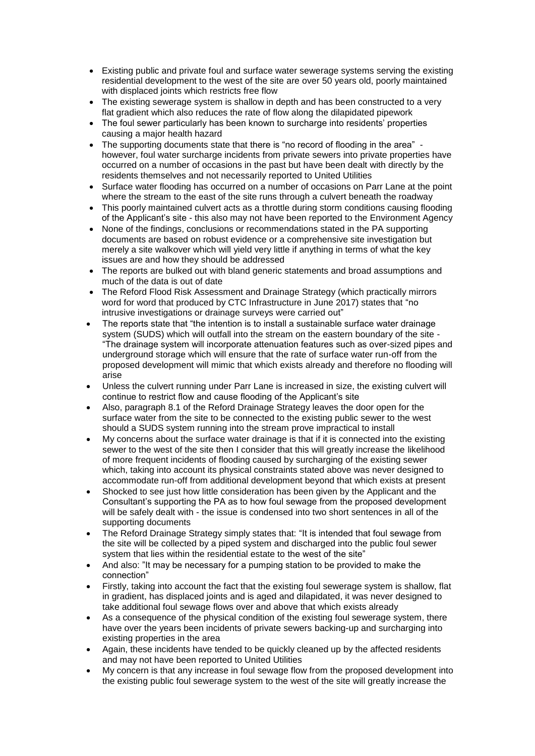- Existing public and private foul and surface water sewerage systems serving the existing residential development to the west of the site are over 50 years old, poorly maintained with displaced joints which restricts free flow
- The existing sewerage system is shallow in depth and has been constructed to a very flat gradient which also reduces the rate of flow along the dilapidated pipework
- The foul sewer particularly has been known to surcharge into residents' properties causing a major health hazard
- The supporting documents state that there is "no record of flooding in the area" - however, foul water surcharge incidents from private sewers into private properties have occurred on a number of occasions in the past but have been dealt with directly by the residents themselves and not necessarily reported to United Utilities
- Surface water flooding has occurred on a number of occasions on Parr Lane at the point where the stream to the east of the site runs through a culvert beneath the roadway
- This poorly maintained culvert acts as a throttle during storm conditions causing flooding of the Applicant's site - this also may not have been reported to the Environment Agency
- None of the findings, conclusions or recommendations stated in the PA supporting documents are based on robust evidence or a comprehensive site investigation but merely a site walkover which will yield very little if anything in terms of what the key issues are and how they should be addressed
- The reports are bulked out with bland generic statements and broad assumptions and much of the data is out of date
- The Reford Flood Risk Assessment and Drainage Strategy (which practically mirrors word for word that produced by CTC Infrastructure in June 2017) states that "no intrusive investigations or drainage surveys were carried out"
- The reports state that "the intention is to install a sustainable surface water drainage system (SUDS) which will outfall into the stream on the eastern boundary of the site - "The drainage system will incorporate attenuation features such as over-sized pipes and underground storage which will ensure that the rate of surface water run-off from the proposed development will mimic that which exists already and therefore no flooding will arise
- Unless the culvert running under Parr Lane is increased in size, the existing culvert will continue to restrict flow and cause flooding of the Applicant's site
- Also, paragraph 8.1 of the Reford Drainage Strategy leaves the door open for the surface water from the site to be connected to the existing public sewer to the west should a SUDS system running into the stream prove impractical to install
- My concerns about the surface water drainage is that if it is connected into the existing sewer to the west of the site then I consider that this will greatly increase the likelihood of more frequent incidents of flooding caused by surcharging of the existing sewer which, taking into account its physical constraints stated above was never designed to accommodate run-off from additional development beyond that which exists at present
- Shocked to see just how little consideration has been given by the Applicant and the Consultant's supporting the PA as to how foul sewage from the proposed development will be safely dealt with - the issue is condensed into two short sentences in all of the supporting documents
- The Reford Drainage Strategy simply states that: "It is intended that foul sewage from the site will be collected by a piped system and discharged into the public foul sewer system that lies within the residential estate to the west of the site"
- And also: "It may be necessary for a pumping station to be provided to make the connection"
- Firstly, taking into account the fact that the existing foul sewerage system is shallow, flat in gradient, has displaced joints and is aged and dilapidated, it was never designed to take additional foul sewage flows over and above that which exists already
- As a consequence of the physical condition of the existing foul sewerage system, there have over the years been incidents of private sewers backing-up and surcharging into existing properties in the area
- Again, these incidents have tended to be quickly cleaned up by the affected residents and may not have been reported to United Utilities
- My concern is that any increase in foul sewage flow from the proposed development into the existing public foul sewerage system to the west of the site will greatly increase the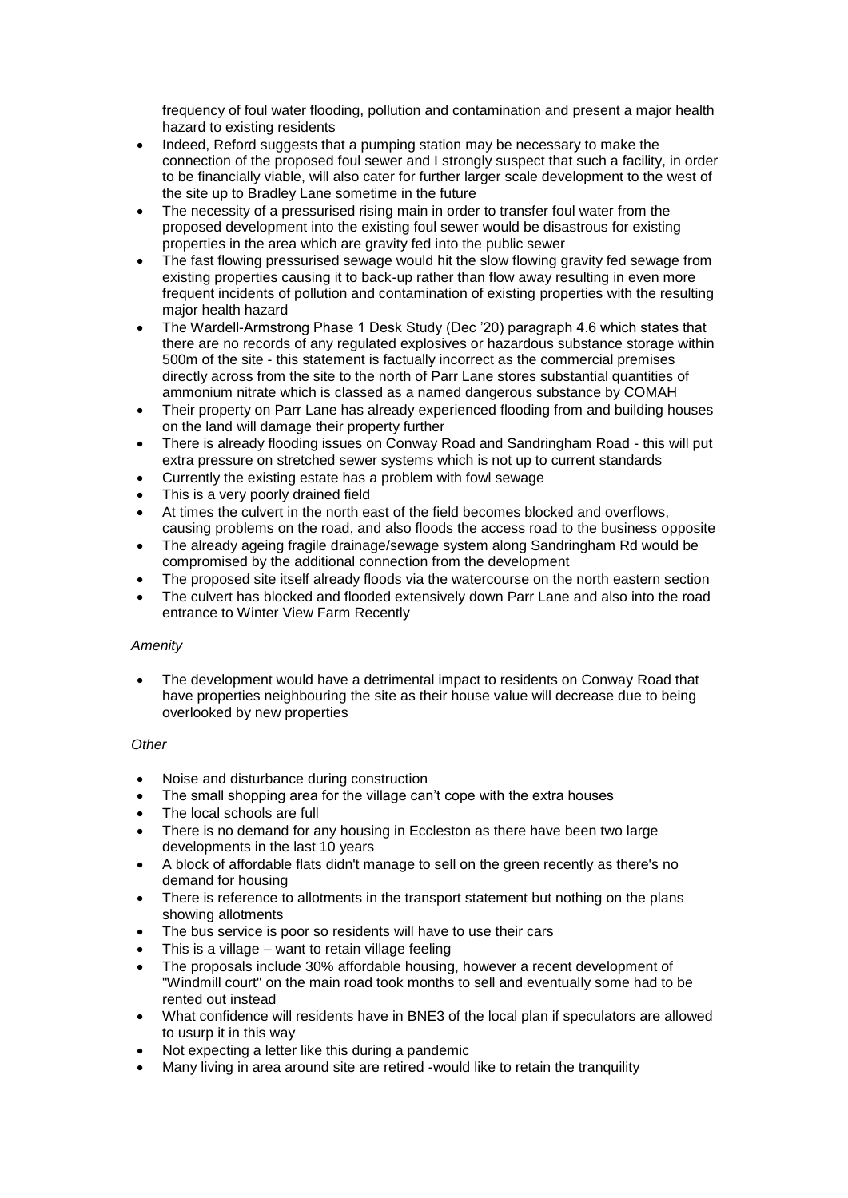frequency of foul water flooding, pollution and contamination and present a major health hazard to existing residents

- Indeed, Reford suggests that a pumping station may be necessary to make the connection of the proposed foul sewer and I strongly suspect that such a facility, in order to be financially viable, will also cater for further larger scale development to the west of the site up to Bradley Lane sometime in the future
- The necessity of a pressurised rising main in order to transfer foul water from the proposed development into the existing foul sewer would be disastrous for existing properties in the area which are gravity fed into the public sewer
- The fast flowing pressurised sewage would hit the slow flowing gravity fed sewage from existing properties causing it to back-up rather than flow away resulting in even more frequent incidents of pollution and contamination of existing properties with the resulting major health hazard
- The Wardell-Armstrong Phase 1 Desk Study (Dec '20) paragraph 4.6 which states that there are no records of any regulated explosives or hazardous substance storage within 500m of the site - this statement is factually incorrect as the commercial premises directly across from the site to the north of Parr Lane stores substantial quantities of ammonium nitrate which is classed as a named dangerous substance by COMAH
- Their property on Parr Lane has already experienced flooding from and building houses on the land will damage their property further
- There is already flooding issues on Conway Road and Sandringham Road - this will put extra pressure on stretched sewer systems which is not up to current standards
- Currently the existing estate has a problem with fowl sewage
- This is a very poorly drained field
- At times the culvert in the north east of the field becomes blocked and overflows, causing problems on the road, and also floods the access road to the business opposite
- The already ageing fragile drainage/sewage system along Sandringham Rd would be compromised by the additional connection from the development
- The proposed site itself already floods via the watercourse on the north eastern section
- The culvert has blocked and flooded extensively down Parr Lane and also into the road entrance to Winter View Farm Recently

*Amenity*

- The development would have a detrimental impact to residents on Conway Road that have properties neighbouring the site as their house value will decrease due to being overlooked by new properties

*Other*

- Noise and disturbance during construction
- The small shopping area for the village can't cope with the extra houses
- The local schools are full
- There is no demand for any housing in Eccleston as there have been two large developments in the last 10 years
- A block of affordable flats didn't manage to sell on the green recently as there's no demand for housing
- There is reference to allotments in the transport statement but nothing on the plans showing allotments
- The bus service is poor so residents will have to use their cars
- This is a village – want to retain village feeling
- The proposals include 30% affordable housing, however a recent development of "Windmill court" on the main road took months to sell and eventually some had to be rented out instead
- What confidence will residents have in BNE3 of the local plan if speculators are allowed to usurp it in this way
- Not expecting a letter like this during a pandemic
- Many living in area around site are retired -would like to retain the tranquility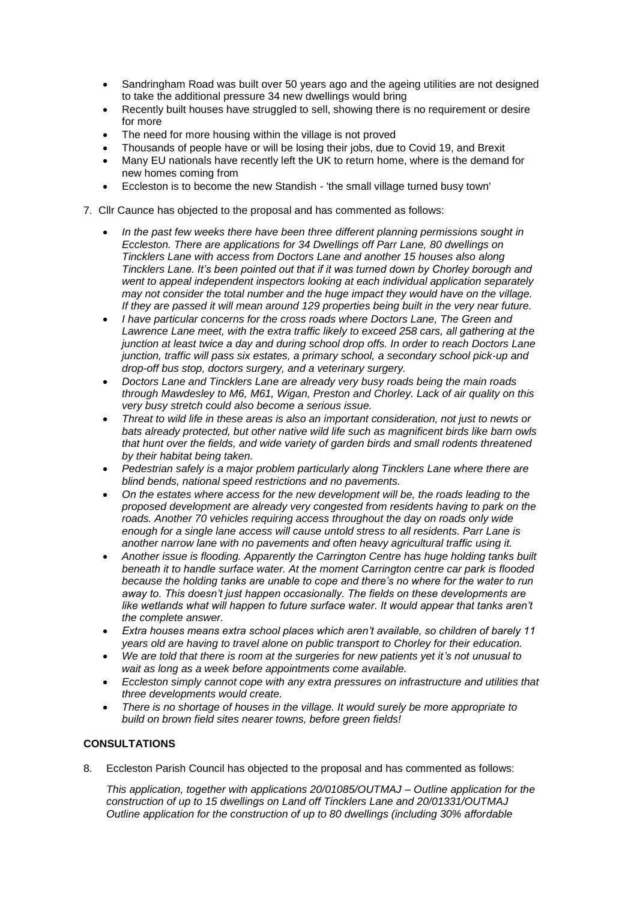- Sandringham Road was built over 50 years ago and the ageing utilities are not designed to take the additional pressure 34 new dwellings would bring
- Recently built houses have struggled to sell, showing there is no requirement or desire for more
- The need for more housing within the village is not proved
- Thousands of people have or will be losing their jobs, due to Covid 19, and Brexit
- Many EU nationals have recently left the UK to return home, where is the demand for new homes coming from
- Eccleston is to become the new Standish - 'the small village turned busy town'

7. Cllr Caunce has objected to the proposal and has commented as follows:

   - *In the past few weeks there have been three different planning permissions sought in Eccleston. There are applications for 34 Dwellings off Parr Lane, 80 dwellings on Tincklers Lane with access from Doctors Lane and another 15 houses also along Tincklers Lane. It's been pointed out that if it was turned down by Chorley borough and went to appeal independent inspectors looking at each individual application separately may not consider the total number and the huge impact they would have on the village. If they are passed it will mean around 129 properties being built in the very near future.*
   - *I have particular concerns for the cross roads where Doctors Lane, The Green and Lawrence Lane meet, with the extra traffic likely to exceed 258 cars, all gathering at the junction at least twice a day and during school drop offs. In order to reach Doctors Lane junction, traffic will pass six estates, a primary school, a secondary school pick-up and drop-off bus stop, doctors surgery, and a veterinary surgery.*
   - *Doctors Lane and Tincklers Lane are already very busy roads being the main roads through Mawdesley to M6, M61, Wigan, Preston and Chorley. Lack of air quality on this very busy stretch could also become a serious issue.*
   - *Threat to wild life in these areas is also an important consideration, not just to newts or bats already protected, but other native wild life such as magnificent birds like barn owls that hunt over the fields, and wide variety of garden birds and small rodents threatened by their habitat being taken.*
   - *Pedestrian safely is a major problem particularly along Tincklers Lane where there are blind bends, national speed restrictions and no pavements.*
   - *On the estates where access for the new development will be, the roads leading to the proposed development are already very congested from residents having to park on the roads. Another 70 vehicles requiring access throughout the day on roads only wide enough for a single lane access will cause untold stress to all residents. Parr Lane is another narrow lane with no pavements and often heavy agricultural traffic using it.*
   - *Another issue is flooding. Apparently the Carrington Centre has huge holding tanks built beneath it to handle surface water. At the moment Carrington centre car park is flooded because the holding tanks are unable to cope and there's no where for the water to run away to. This doesn't just happen occasionally. The fields on these developments are like wetlands what will happen to future surface water. It would appear that tanks aren't the complete answer.*
   - *Extra houses means extra school places which aren't available, so children of barely 11 years old are having to travel alone on public transport to Chorley for their education.*
   - *We are told that there is room at the surgeries for new patients yet it's not unusual to wait as long as a week before appointments come available.*
   - *Eccleston simply cannot cope with any extra pressures on infrastructure and utilities that three developments would create.*
   - *There is no shortage of houses in the village. It would surely be more appropriate to build on brown field sites nearer towns, before green fields!*

## CONSULTATIONS

8. Eccleston Parish Council has objected to the proposal and has commented as follows:

   *This application, together with applications 20/01085/OUTMAJ – Outline application for the construction of up to 15 dwellings on Land off Tincklers Lane and 20/01331/OUTMAJ Outline application for the construction of up to 80 dwellings (including 30% affordable*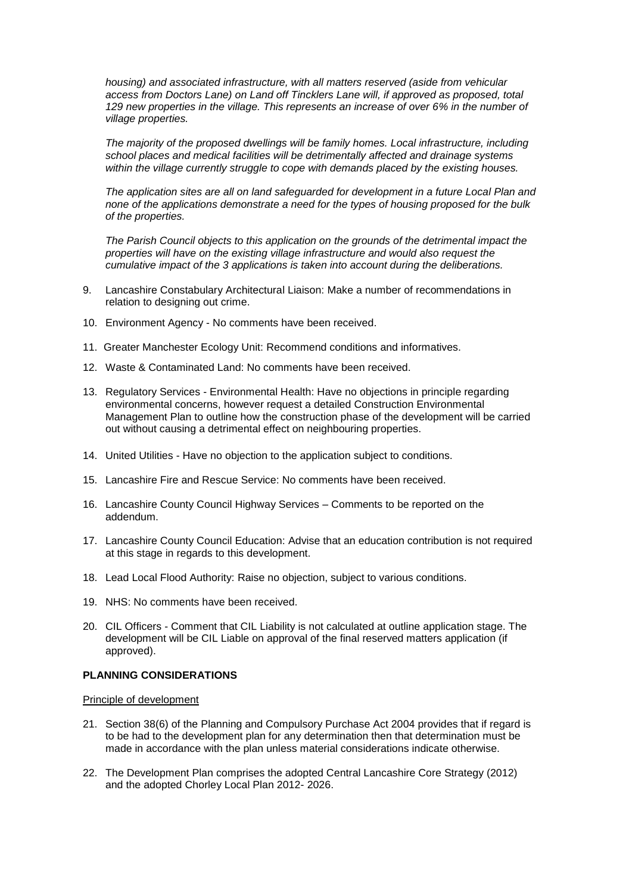*housing) and associated infrastructure, with all matters reserved (aside from vehicular access from Doctors Lane) on Land off Tincklers Lane will, if approved as proposed, total 129 new properties in the village. This represents an increase of over 6% in the number of village properties.*

*The majority of the proposed dwellings will be family homes. Local infrastructure, including school places and medical facilities will be detrimentally affected and drainage systems within the village currently struggle to cope with demands placed by the existing houses.*

*The application sites are all on land safeguarded for development in a future Local Plan and none of the applications demonstrate a need for the types of housing proposed for the bulk of the properties.*

*The Parish Council objects to this application on the grounds of the detrimental impact the properties will have on the existing village infrastructure and would also request the cumulative impact of the 3 applications is taken into account during the deliberations.*

9. Lancashire Constabulary Architectural Liaison: Make a number of recommendations in relation to designing out crime.
10. Environment Agency - No comments have been received.
11. Greater Manchester Ecology Unit: Recommend conditions and informatives.
12. Waste & Contaminated Land: No comments have been received.
13. Regulatory Services - Environmental Health: Have no objections in principle regarding environmental concerns, however request a detailed Construction Environmental Management Plan to outline how the construction phase of the development will be carried out without causing a detrimental effect on neighbouring properties.
14. United Utilities - Have no objection to the application subject to conditions.
15. Lancashire Fire and Rescue Service: No comments have been received.
16. Lancashire County Council Highway Services – Comments to be reported on the addendum.
17. Lancashire County Council Education: Advise that an education contribution is not required at this stage in regards to this development.
18. Lead Local Flood Authority: Raise no objection, subject to various conditions.
19. NHS: No comments have been received.
20. CIL Officers - Comment that CIL Liability is not calculated at outline application stage. The development will be CIL Liable on approval of the final reserved matters application (if approved).

**PLANNING CONSIDERATIONS**

Principle of development

21. Section 38(6) of the Planning and Compulsory Purchase Act 2004 provides that if regard is to be had to the development plan for any determination then that determination must be made in accordance with the plan unless material considerations indicate otherwise.
22. The Development Plan comprises the adopted Central Lancashire Core Strategy (2012) and the adopted Chorley Local Plan 2012- 2026.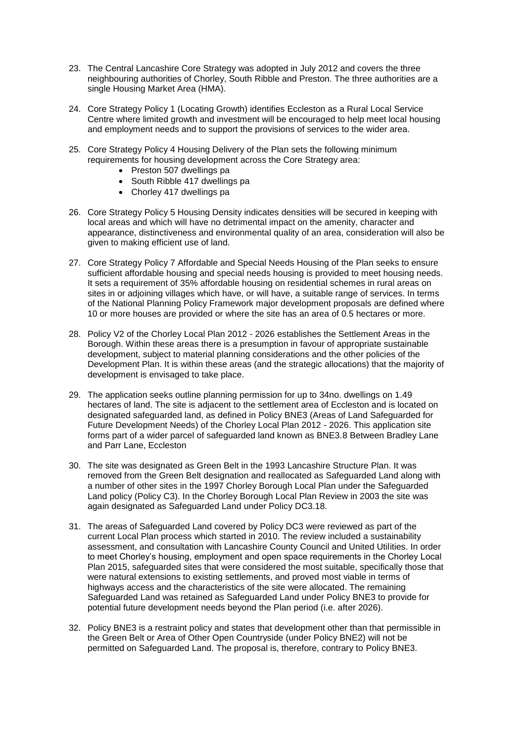23. The Central Lancashire Core Strategy was adopted in July 2012 and covers the three neighbouring authorities of Chorley, South Ribble and Preston. The three authorities are a single Housing Market Area (HMA).

24. Core Strategy Policy 1 (Locating Growth) identifies Eccleston as a Rural Local Service Centre where limited growth and investment will be encouraged to help meet local housing and employment needs and to support the provisions of services to the wider area.

25. Core Strategy Policy 4 Housing Delivery of the Plan sets the following minimum requirements for housing development across the Core Strategy area:
    - Preston 507 dwellings pa
    - South Ribble 417 dwellings pa
    - Chorley 417 dwellings pa

26. Core Strategy Policy 5 Housing Density indicates densities will be secured in keeping with local areas and which will have no detrimental impact on the amenity, character and appearance, distinctiveness and environmental quality of an area, consideration will also be given to making efficient use of land.

27. Core Strategy Policy 7 Affordable and Special Needs Housing of the Plan seeks to ensure sufficient affordable housing and special needs housing is provided to meet housing needs. It sets a requirement of 35% affordable housing on residential schemes in rural areas on sites in or adjoining villages which have, or will have, a suitable range of services. In terms of the National Planning Policy Framework major development proposals are defined where 10 or more houses are provided or where the site has an area of 0.5 hectares or more.

28. Policy V2 of the Chorley Local Plan 2012 - 2026 establishes the Settlement Areas in the Borough. Within these areas there is a presumption in favour of appropriate sustainable development, subject to material planning considerations and the other policies of the Development Plan. It is within these areas (and the strategic allocations) that the majority of development is envisaged to take place.

29. The application seeks outline planning permission for up to 34no. dwellings on 1.49 hectares of land. The site is adjacent to the settlement area of Eccleston and is located on designated safeguarded land, as defined in Policy BNE3 (Areas of Land Safeguarded for Future Development Needs) of the Chorley Local Plan 2012 - 2026. This application site forms part of a wider parcel of safeguarded land known as BNE3.8 Between Bradley Lane and Parr Lane, Eccleston

30. The site was designated as Green Belt in the 1993 Lancashire Structure Plan. It was removed from the Green Belt designation and reallocated as Safeguarded Land along with a number of other sites in the 1997 Chorley Borough Local Plan under the Safeguarded Land policy (Policy C3). In the Chorley Borough Local Plan Review in 2003 the site was again designated as Safeguarded Land under Policy DC3.18.

31. The areas of Safeguarded Land covered by Policy DC3 were reviewed as part of the current Local Plan process which started in 2010. The review included a sustainability assessment, and consultation with Lancashire County Council and United Utilities. In order to meet Chorley's housing, employment and open space requirements in the Chorley Local Plan 2015, safeguarded sites that were considered the most suitable, specifically those that were natural extensions to existing settlements, and proved most viable in terms of highways access and the characteristics of the site were allocated. The remaining Safeguarded Land was retained as Safeguarded Land under Policy BNE3 to provide for potential future development needs beyond the Plan period (i.e. after 2026).

32. Policy BNE3 is a restraint policy and states that development other than that permissible in the Green Belt or Area of Other Open Countryside (under Policy BNE2) will not be permitted on Safeguarded Land. The proposal is, therefore, contrary to Policy BNE3.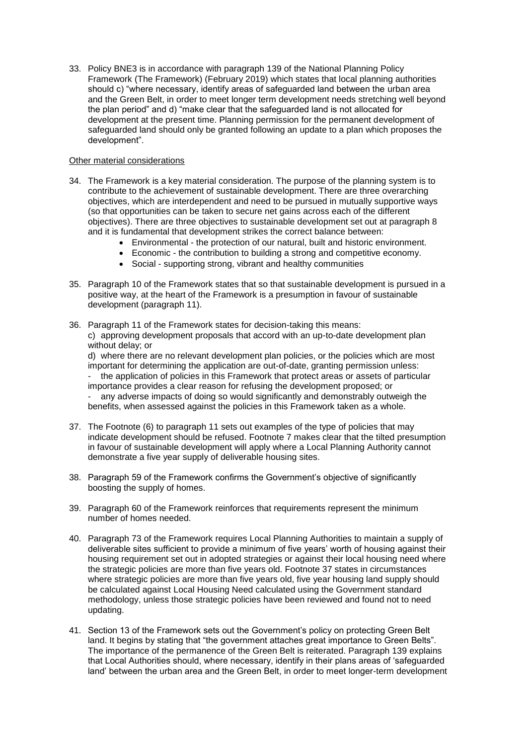33. Policy BNE3 is in accordance with paragraph 139 of the National Planning Policy Framework (The Framework) (February 2019) which states that local planning authorities should c) "where necessary, identify areas of safeguarded land between the urban area and the Green Belt, in order to meet longer term development needs stretching well beyond the plan period" and d) "make clear that the safeguarded land is not allocated for development at the present time. Planning permission for the permanent development of safeguarded land should only be granted following an update to a plan which proposes the development".

<u>Other material considerations</u>

34. The Framework is a key material consideration. The purpose of the planning system is to contribute to the achievement of sustainable development. There are three overarching objectives, which are interdependent and need to be pursued in mutually supportive ways (so that opportunities can be taken to secure net gains across each of the different objectives). There are three objectives to sustainable development set out at paragraph 8 and it is fundamental that development strikes the correct balance between:
    - Environmental - the protection of our natural, built and historic environment.
    - Economic - the contribution to building a strong and competitive economy.
    - Social - supporting strong, vibrant and healthy communities

35. Paragraph 10 of the Framework states that so that sustainable development is pursued in a positive way, at the heart of the Framework is a presumption in favour of sustainable development (paragraph 11).

36. Paragraph 11 of the Framework states for decision-taking this means:
    c) approving development proposals that accord with an up-to-date development plan without delay; or
    d) where there are no relevant development plan policies, or the policies which are most important for determining the application are out-of-date, granting permission unless:
    - the application of policies in this Framework that protect areas or assets of particular importance provides a clear reason for refusing the development proposed; or
    - any adverse impacts of doing so would significantly and demonstrably outweigh the benefits, when assessed against the policies in this Framework taken as a whole.

37. The Footnote (6) to paragraph 11 sets out examples of the type of policies that may indicate development should be refused. Footnote 7 makes clear that the tilted presumption in favour of sustainable development will apply where a Local Planning Authority cannot demonstrate a five year supply of deliverable housing sites.

38. Paragraph 59 of the Framework confirms the Government's objective of significantly boosting the supply of homes.

39. Paragraph 60 of the Framework reinforces that requirements represent the minimum number of homes needed.

40. Paragraph 73 of the Framework requires Local Planning Authorities to maintain a supply of deliverable sites sufficient to provide a minimum of five years' worth of housing against their housing requirement set out in adopted strategies or against their local housing need where the strategic policies are more than five years old. Footnote 37 states in circumstances where strategic policies are more than five years old, five year housing land supply should be calculated against Local Housing Need calculated using the Government standard methodology, unless those strategic policies have been reviewed and found not to need updating.

41. Section 13 of the Framework sets out the Government's policy on protecting Green Belt land. It begins by stating that "the government attaches great importance to Green Belts". The importance of the permanence of the Green Belt is reiterated. Paragraph 139 explains that Local Authorities should, where necessary, identify in their plans areas of 'safeguarded land' between the urban area and the Green Belt, in order to meet longer-term development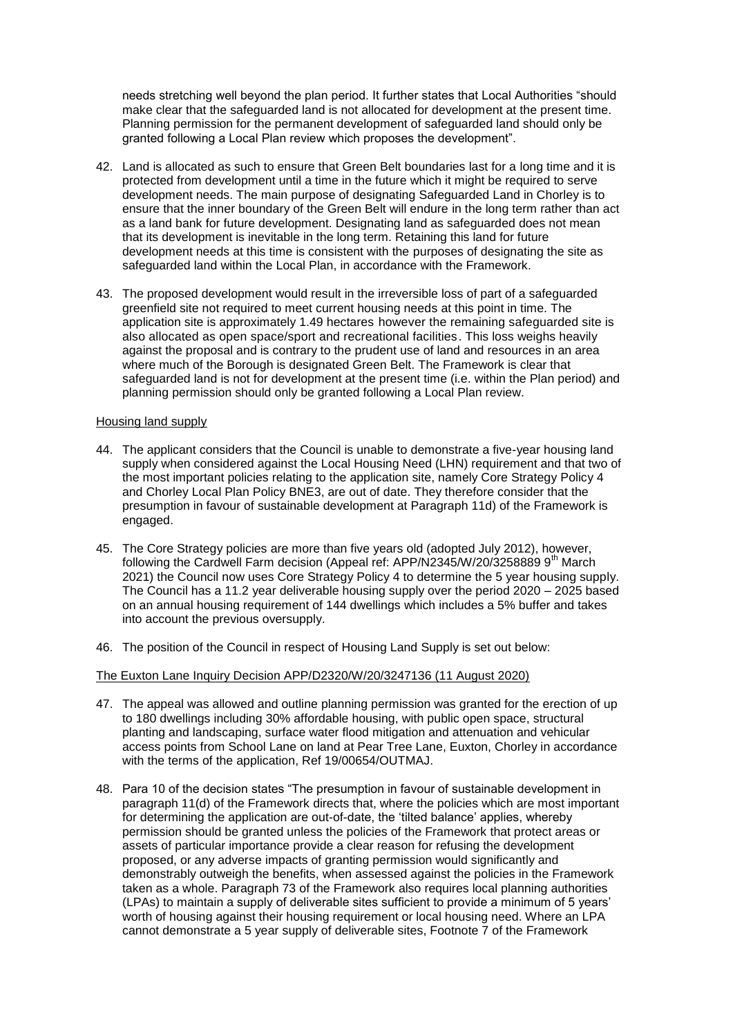needs stretching well beyond the plan period. It further states that Local Authorities "should make clear that the safeguarded land is not allocated for development at the present time. Planning permission for the permanent development of safeguarded land should only be granted following a Local Plan review which proposes the development".

42. Land is allocated as such to ensure that Green Belt boundaries last for a long time and it is protected from development until a time in the future which it might be required to serve development needs. The main purpose of designating Safeguarded Land in Chorley is to ensure that the inner boundary of the Green Belt will endure in the long term rather than act as a land bank for future development. Designating land as safeguarded does not mean that its development is inevitable in the long term. Retaining this land for future development needs at this time is consistent with the purposes of designating the site as safeguarded land within the Local Plan, in accordance with the Framework.

43. The proposed development would result in the irreversible loss of part of a safeguarded greenfield site not required to meet current housing needs at this point in time. The application site is approximately 1.49 hectares however the remaining safeguarded site is also allocated as open space/sport and recreational facilities. This loss weighs heavily against the proposal and is contrary to the prudent use of land and resources in an area where much of the Borough is designated Green Belt. The Framework is clear that safeguarded land is not for development at the present time (i.e. within the Plan period) and planning permission should only be granted following a Local Plan review.

Housing land supply

44. The applicant considers that the Council is unable to demonstrate a five-year housing land supply when considered against the Local Housing Need (LHN) requirement and that two of the most important policies relating to the application site, namely Core Strategy Policy 4 and Chorley Local Plan Policy BNE3, are out of date. They therefore consider that the presumption in favour of sustainable development at Paragraph 11d) of the Framework is engaged.

45. The Core Strategy policies are more than five years old (adopted July 2012), however, following the Cardwell Farm decision (Appeal ref: APP/N2345/W/20/3258889 9th March 2021) the Council now uses Core Strategy Policy 4 to determine the 5 year housing supply. The Council has a 11.2 year deliverable housing supply over the period 2020 – 2025 based on an annual housing requirement of 144 dwellings which includes a 5% buffer and takes into account the previous oversupply.

46. The position of the Council in respect of Housing Land Supply is set out below:

The Euxton Lane Inquiry Decision APP/D2320/W/20/3247136 (11 August 2020)

47. The appeal was allowed and outline planning permission was granted for the erection of up to 180 dwellings including 30% affordable housing, with public open space, structural planting and landscaping, surface water flood mitigation and attenuation and vehicular access points from School Lane on land at Pear Tree Lane, Euxton, Chorley in accordance with the terms of the application, Ref 19/00654/OUTMAJ.

48. Para 10 of the decision states "The presumption in favour of sustainable development in paragraph 11(d) of the Framework directs that, where the policies which are most important for determining the application are out-of-date, the 'tilted balance' applies, whereby permission should be granted unless the policies of the Framework that protect areas or assets of particular importance provide a clear reason for refusing the development proposed, or any adverse impacts of granting permission would significantly and demonstrably outweigh the benefits, when assessed against the policies in the Framework taken as a whole. Paragraph 73 of the Framework also requires local planning authorities (LPAs) to maintain a supply of deliverable sites sufficient to provide a minimum of 5 years' worth of housing against their housing requirement or local housing need. Where an LPA cannot demonstrate a 5 year supply of deliverable sites, Footnote 7 of the Framework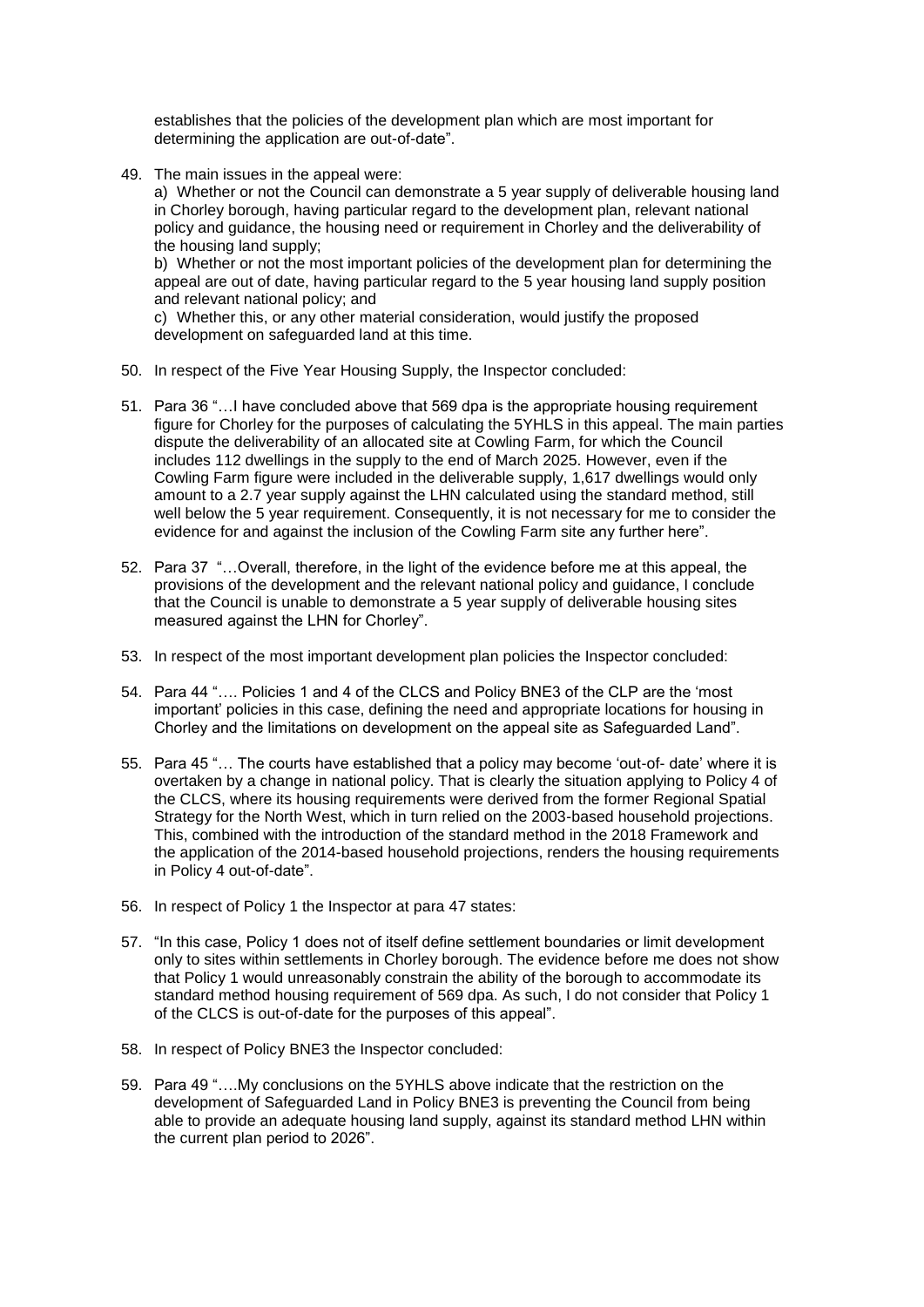establishes that the policies of the development plan which are most important for determining the application are out-of-date".

49. The main issues in the appeal were:

    a) Whether or not the Council can demonstrate a 5 year supply of deliverable housing land in Chorley borough, having particular regard to the development plan, relevant national policy and guidance, the housing need or requirement in Chorley and the deliverability of the housing land supply;

    b) Whether or not the most important policies of the development plan for determining the appeal are out of date, having particular regard to the 5 year housing land supply position and relevant national policy; and

    c) Whether this, or any other material consideration, would justify the proposed development on safeguarded land at this time.

50. In respect of the Five Year Housing Supply, the Inspector concluded:

51. Para 36 "…I have concluded above that 569 dpa is the appropriate housing requirement figure for Chorley for the purposes of calculating the 5YHLS in this appeal. The main parties dispute the deliverability of an allocated site at Cowling Farm, for which the Council includes 112 dwellings in the supply to the end of March 2025. However, even if the Cowling Farm figure were included in the deliverable supply, 1,617 dwellings would only amount to a 2.7 year supply against the LHN calculated using the standard method, still well below the 5 year requirement. Consequently, it is not necessary for me to consider the evidence for and against the inclusion of the Cowling Farm site any further here".

52. Para 37 "…Overall, therefore, in the light of the evidence before me at this appeal, the provisions of the development and the relevant national policy and guidance, I conclude that the Council is unable to demonstrate a 5 year supply of deliverable housing sites measured against the LHN for Chorley".

53. In respect of the most important development plan policies the Inspector concluded:

54. Para 44 "…. Policies 1 and 4 of the CLCS and Policy BNE3 of the CLP are the 'most important' policies in this case, defining the need and appropriate locations for housing in Chorley and the limitations on development on the appeal site as Safeguarded Land".

55. Para 45 "… The courts have established that a policy may become 'out-of- date' where it is overtaken by a change in national policy. That is clearly the situation applying to Policy 4 of the CLCS, where its housing requirements were derived from the former Regional Spatial Strategy for the North West, which in turn relied on the 2003-based household projections. This, combined with the introduction of the standard method in the 2018 Framework and the application of the 2014-based household projections, renders the housing requirements in Policy 4 out-of-date".

56. In respect of Policy 1 the Inspector at para 47 states:

57. "In this case, Policy 1 does not of itself define settlement boundaries or limit development only to sites within settlements in Chorley borough. The evidence before me does not show that Policy 1 would unreasonably constrain the ability of the borough to accommodate its standard method housing requirement of 569 dpa. As such, I do not consider that Policy 1 of the CLCS is out-of-date for the purposes of this appeal".

58. In respect of Policy BNE3 the Inspector concluded:

59. Para 49 "….My conclusions on the 5YHLS above indicate that the restriction on the development of Safeguarded Land in Policy BNE3 is preventing the Council from being able to provide an adequate housing land supply, against its standard method LHN within the current plan period to 2026".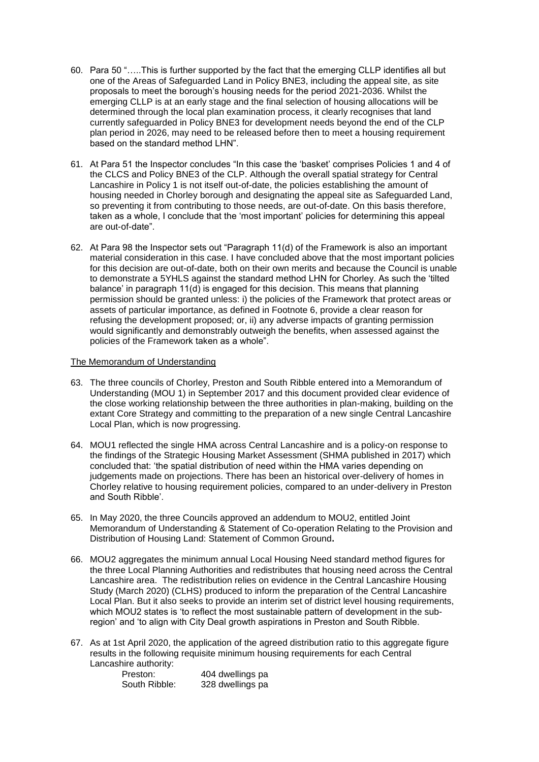60. Para 50 "…..This is further supported by the fact that the emerging CLLP identifies all but one of the Areas of Safeguarded Land in Policy BNE3, including the appeal site, as site proposals to meet the borough's housing needs for the period 2021-2036. Whilst the emerging CLLP is at an early stage and the final selection of housing allocations will be determined through the local plan examination process, it clearly recognises that land currently safeguarded in Policy BNE3 for development needs beyond the end of the CLP plan period in 2026, may need to be released before then to meet a housing requirement based on the standard method LHN".

61. At Para 51 the Inspector concludes "In this case the 'basket' comprises Policies 1 and 4 of the CLCS and Policy BNE3 of the CLP. Although the overall spatial strategy for Central Lancashire in Policy 1 is not itself out-of-date, the policies establishing the amount of housing needed in Chorley borough and designating the appeal site as Safeguarded Land, so preventing it from contributing to those needs, are out-of-date. On this basis therefore, taken as a whole, I conclude that the 'most important' policies for determining this appeal are out-of-date".

62. At Para 98 the Inspector sets out "Paragraph 11(d) of the Framework is also an important material consideration in this case. I have concluded above that the most important policies for this decision are out-of-date, both on their own merits and because the Council is unable to demonstrate a 5YHLS against the standard method LHN for Chorley. As such the 'tilted balance' in paragraph 11(d) is engaged for this decision. This means that planning permission should be granted unless: i) the policies of the Framework that protect areas or assets of particular importance, as defined in Footnote 6, provide a clear reason for refusing the development proposed; or, ii) any adverse impacts of granting permission would significantly and demonstrably outweigh the benefits, when assessed against the policies of the Framework taken as a whole".

<u>The Memorandum of Understanding</u>

63. The three councils of Chorley, Preston and South Ribble entered into a Memorandum of Understanding (MOU 1) in September 2017 and this document provided clear evidence of the close working relationship between the three authorities in plan-making, building on the extant Core Strategy and committing to the preparation of a new single Central Lancashire Local Plan, which is now progressing.

64. MOU1 reflected the single HMA across Central Lancashire and is a policy-on response to the findings of the Strategic Housing Market Assessment (SHMA published in 2017) which concluded that: 'the spatial distribution of need within the HMA varies depending on judgements made on projections. There has been an historical over-delivery of homes in Chorley relative to housing requirement policies, compared to an under-delivery in Preston and South Ribble'.

65. In May 2020, the three Councils approved an addendum to MOU2, entitled Joint Memorandum of Understanding & Statement of Co-operation Relating to the Provision and Distribution of Housing Land: Statement of Common Ground**.**

66. MOU2 aggregates the minimum annual Local Housing Need standard method figures for the three Local Planning Authorities and redistributes that housing need across the Central Lancashire area. The redistribution relies on evidence in the Central Lancashire Housing Study (March 2020) (CLHS) produced to inform the preparation of the Central Lancashire Local Plan. But it also seeks to provide an interim set of district level housing requirements, which MOU2 states is 'to reflect the most sustainable pattern of development in the sub-region' and 'to align with City Deal growth aspirations in Preston and South Ribble.

67. As at 1st April 2020, the application of the agreed distribution ratio to this aggregate figure results in the following requisite minimum housing requirements for each Central Lancashire authority:

    Preston: 404 dwellings pa
    South Ribble: 328 dwellings pa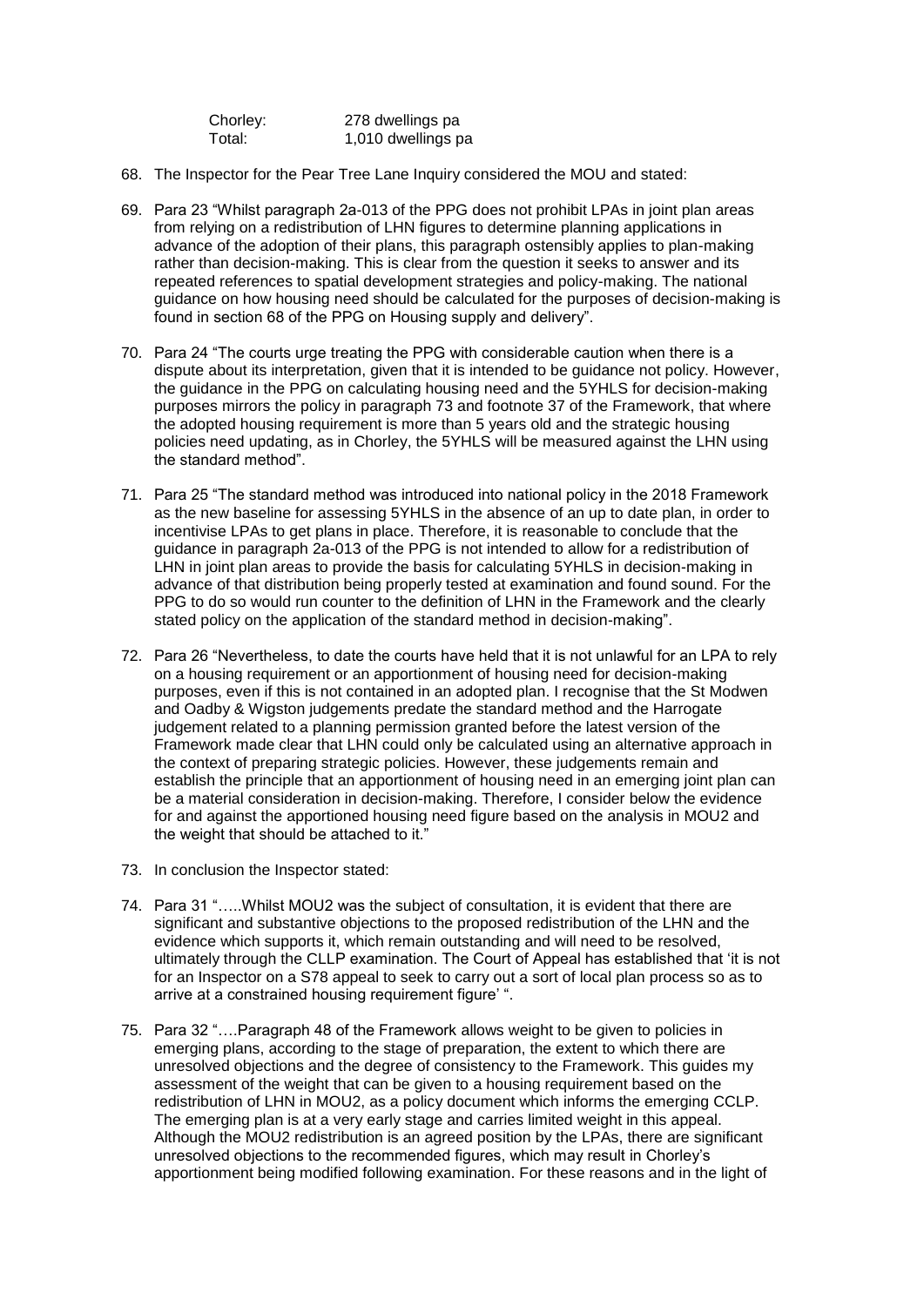| | |
|---|---|
| Chorley: | 278 dwellings pa |
| Total: | 1,010 dwellings pa |

68. The Inspector for the Pear Tree Lane Inquiry considered the MOU and stated:

69. Para 23 "Whilst paragraph 2a-013 of the PPG does not prohibit LPAs in joint plan areas from relying on a redistribution of LHN figures to determine planning applications in advance of the adoption of their plans, this paragraph ostensibly applies to plan-making rather than decision-making. This is clear from the question it seeks to answer and its repeated references to spatial development strategies and policy-making. The national guidance on how housing need should be calculated for the purposes of decision-making is found in section 68 of the PPG on Housing supply and delivery".

70. Para 24 "The courts urge treating the PPG with considerable caution when there is a dispute about its interpretation, given that it is intended to be guidance not policy. However, the guidance in the PPG on calculating housing need and the 5YHLS for decision-making purposes mirrors the policy in paragraph 73 and footnote 37 of the Framework, that where the adopted housing requirement is more than 5 years old and the strategic housing policies need updating, as in Chorley, the 5YHLS will be measured against the LHN using the standard method".

71. Para 25 "The standard method was introduced into national policy in the 2018 Framework as the new baseline for assessing 5YHLS in the absence of an up to date plan, in order to incentivise LPAs to get plans in place. Therefore, it is reasonable to conclude that the guidance in paragraph 2a-013 of the PPG is not intended to allow for a redistribution of LHN in joint plan areas to provide the basis for calculating 5YHLS in decision-making in advance of that distribution being properly tested at examination and found sound. For the PPG to do so would run counter to the definition of LHN in the Framework and the clearly stated policy on the application of the standard method in decision-making".

72. Para 26 "Nevertheless, to date the courts have held that it is not unlawful for an LPA to rely on a housing requirement or an apportionment of housing need for decision-making purposes, even if this is not contained in an adopted plan. I recognise that the St Modwen and Oadby & Wigston judgements predate the standard method and the Harrogate judgement related to a planning permission granted before the latest version of the Framework made clear that LHN could only be calculated using an alternative approach in the context of preparing strategic policies. However, these judgements remain and establish the principle that an apportionment of housing need in an emerging joint plan can be a material consideration in decision-making. Therefore, I consider below the evidence for and against the apportioned housing need figure based on the analysis in MOU2 and the weight that should be attached to it."

73. In conclusion the Inspector stated:

74. Para 31 "…..Whilst MOU2 was the subject of consultation, it is evident that there are significant and substantive objections to the proposed redistribution of the LHN and the evidence which supports it, which remain outstanding and will need to be resolved, ultimately through the CLLP examination. The Court of Appeal has established that 'it is not for an Inspector on a S78 appeal to seek to carry out a sort of local plan process so as to arrive at a constrained housing requirement figure' ".

75. Para 32 "….Paragraph 48 of the Framework allows weight to be given to policies in emerging plans, according to the stage of preparation, the extent to which there are unresolved objections and the degree of consistency to the Framework. This guides my assessment of the weight that can be given to a housing requirement based on the redistribution of LHN in MOU2, as a policy document which informs the emerging CCLP. The emerging plan is at a very early stage and carries limited weight in this appeal. Although the MOU2 redistribution is an agreed position by the LPAs, there are significant unresolved objections to the recommended figures, which may result in Chorley's apportionment being modified following examination. For these reasons and in the light of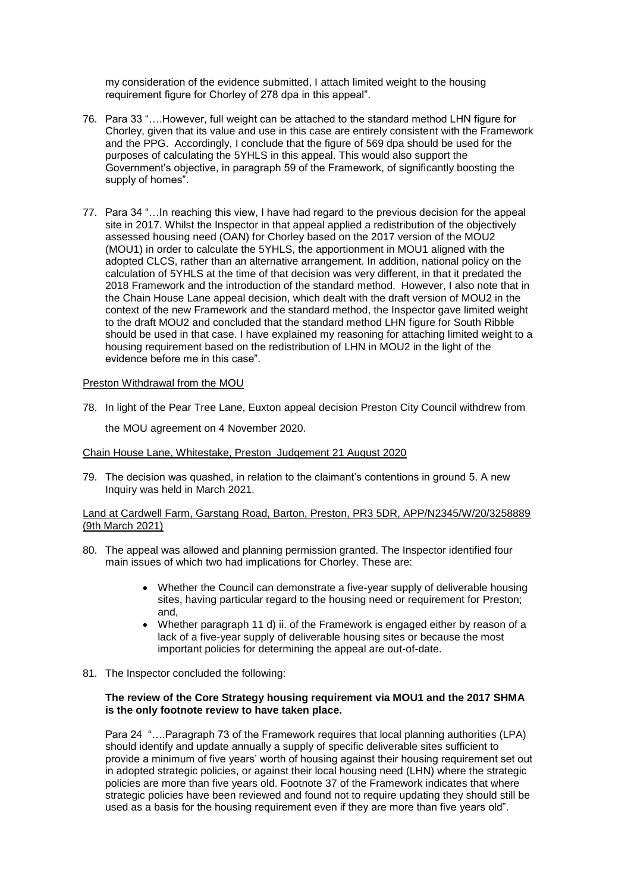my consideration of the evidence submitted, I attach limited weight to the housing requirement figure for Chorley of 278 dpa in this appeal".

76. Para 33 "….However, full weight can be attached to the standard method LHN figure for Chorley, given that its value and use in this case are entirely consistent with the Framework and the PPG. Accordingly, I conclude that the figure of 569 dpa should be used for the purposes of calculating the 5YHLS in this appeal. This would also support the Government's objective, in paragraph 59 of the Framework, of significantly boosting the supply of homes".

77. Para 34 "…In reaching this view, I have had regard to the previous decision for the appeal site in 2017. Whilst the Inspector in that appeal applied a redistribution of the objectively assessed housing need (OAN) for Chorley based on the 2017 version of the MOU2 (MOU1) in order to calculate the 5YHLS, the apportionment in MOU1 aligned with the adopted CLCS, rather than an alternative arrangement. In addition, national policy on the calculation of 5YHLS at the time of that decision was very different, in that it predated the 2018 Framework and the introduction of the standard method. However, I also note that in the Chain House Lane appeal decision, which dealt with the draft version of MOU2 in the context of the new Framework and the standard method, the Inspector gave limited weight to the draft MOU2 and concluded that the standard method LHN figure for South Ribble should be used in that case. I have explained my reasoning for attaching limited weight to a housing requirement based on the redistribution of LHN in MOU2 in the light of the evidence before me in this case".

<u>Preston Withdrawal from the MOU</u>

78. In light of the Pear Tree Lane, Euxton appeal decision Preston City Council withdrew from the MOU agreement on 4 November 2020.

<u>Chain House Lane, Whitestake, Preston Judgement 21 August 2020</u>

79. The decision was quashed, in relation to the claimant's contentions in ground 5. A new Inquiry was held in March 2021.

<u>Land at Cardwell Farm, Garstang Road, Barton, Preston, PR3 5DR, APP/N2345/W/20/3258889 (9th March 2021)</u>

80. The appeal was allowed and planning permission granted. The Inspector identified four main issues of which two had implications for Chorley. These are:

    - Whether the Council can demonstrate a five-year supply of deliverable housing sites, having particular regard to the housing need or requirement for Preston; and,
    - Whether paragraph 11 d) ii. of the Framework is engaged either by reason of a lack of a five-year supply of deliverable housing sites or because the most important policies for determining the appeal are out-of-date.

81. The Inspector concluded the following:

    **The review of the Core Strategy housing requirement via MOU1 and the 2017 SHMA is the only footnote review to have taken place.**

    Para 24 "….Paragraph 73 of the Framework requires that local planning authorities (LPA) should identify and update annually a supply of specific deliverable sites sufficient to provide a minimum of five years' worth of housing against their housing requirement set out in adopted strategic policies, or against their local housing need (LHN) where the strategic policies are more than five years old. Footnote 37 of the Framework indicates that where strategic policies have been reviewed and found not to require updating they should still be used as a basis for the housing requirement even if they are more than five years old".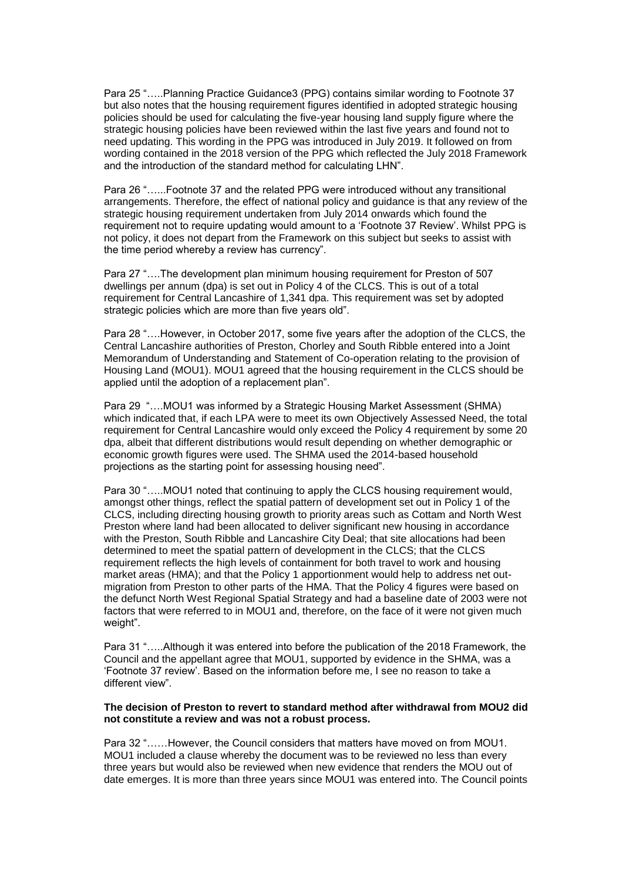Para 25 "…..Planning Practice Guidance[3] (PPG) contains similar wording to Footnote 37 but also notes that the housing requirement figures identified in adopted strategic housing policies should be used for calculating the five-year housing land supply figure where the strategic housing policies have been reviewed within the last five years and found not to need updating. This wording in the PPG was introduced in July 2019. It followed on from wording contained in the 2018 version of the PPG which reflected the July 2018 Framework and the introduction of the standard method for calculating LHN".

Para 26 "…...Footnote 37 and the related PPG were introduced without any transitional arrangements. Therefore, the effect of national policy and guidance is that any review of the strategic housing requirement undertaken from July 2014 onwards which found the requirement not to require updating would amount to a 'Footnote 37 Review'. Whilst PPG is not policy, it does not depart from the Framework on this subject but seeks to assist with the time period whereby a review has currency".

Para 27 "….The development plan minimum housing requirement for Preston of 507 dwellings per annum (dpa) is set out in Policy 4 of the CLCS. This is out of a total requirement for Central Lancashire of 1,341 dpa. This requirement was set by adopted strategic policies which are more than five years old".

Para 28 "….However, in October 2017, some five years after the adoption of the CLCS, the Central Lancashire authorities of Preston, Chorley and South Ribble entered into a Joint Memorandum of Understanding and Statement of Co-operation relating to the provision of Housing Land (MOU1). MOU1 agreed that the housing requirement in the CLCS should be applied until the adoption of a replacement plan".

Para 29 "….MOU1 was informed by a Strategic Housing Market Assessment (SHMA) which indicated that, if each LPA were to meet its own Objectively Assessed Need, the total requirement for Central Lancashire would only exceed the Policy 4 requirement by some 20 dpa, albeit that different distributions would result depending on whether demographic or economic growth figures were used. The SHMA used the 2014-based household projections as the starting point for assessing housing need".

Para 30 "…..MOU1 noted that continuing to apply the CLCS housing requirement would, amongst other things, reflect the spatial pattern of development set out in Policy 1 of the CLCS, including directing housing growth to priority areas such as Cottam and North West Preston where land had been allocated to deliver significant new housing in accordance with the Preston, South Ribble and Lancashire City Deal; that site allocations had been determined to meet the spatial pattern of development in the CLCS; that the CLCS requirement reflects the high levels of containment for both travel to work and housing market areas (HMA); and that the Policy 1 apportionment would help to address net out-migration from Preston to other parts of the HMA. That the Policy 4 figures were based on the defunct North West Regional Spatial Strategy and had a baseline date of 2003 were not factors that were referred to in MOU1 and, therefore, on the face of it were not given much weight".

Para 31 "…..Although it was entered into before the publication of the 2018 Framework, the Council and the appellant agree that MOU1, supported by evidence in the SHMA, was a 'Footnote 37 review'. Based on the information before me, I see no reason to take a different view".

**The decision of Preston to revert to standard method after withdrawal from MOU2 did not constitute a review and was not a robust process.**

Para 32 "……However, the Council considers that matters have moved on from MOU1. MOU1 included a clause whereby the document was to be reviewed no less than every three years but would also be reviewed when new evidence that renders the MOU out of date emerges. It is more than three years since MOU1 was entered into. The Council points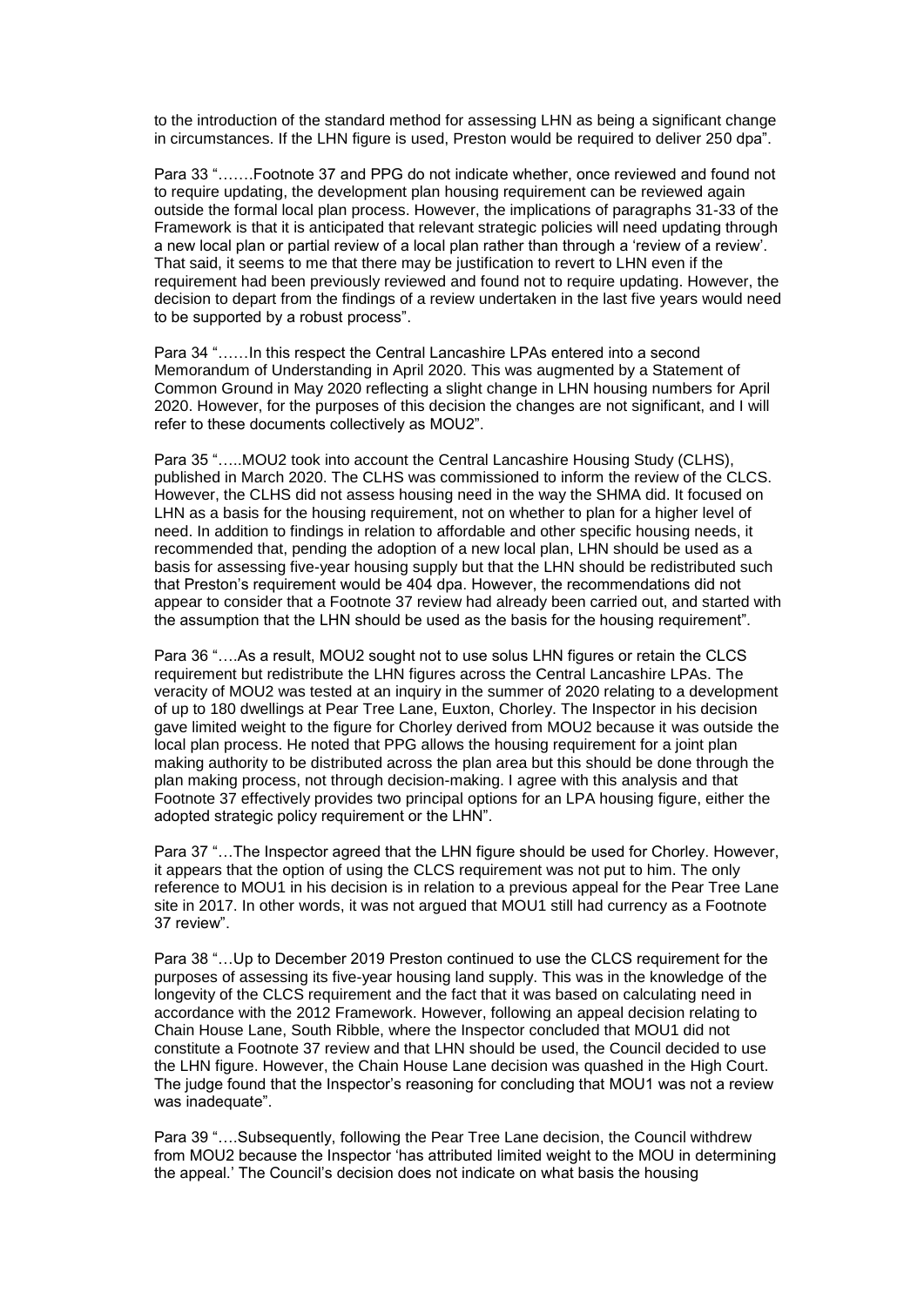to the introduction of the standard method for assessing LHN as being a significant change in circumstances. If the LHN figure is used, Preston would be required to deliver 250 dpa".

Para 33 "…….Footnote 37 and PPG do not indicate whether, once reviewed and found not to require updating, the development plan housing requirement can be reviewed again outside the formal local plan process. However, the implications of paragraphs 31-33 of the Framework is that it is anticipated that relevant strategic policies will need updating through a new local plan or partial review of a local plan rather than through a 'review of a review'. That said, it seems to me that there may be justification to revert to LHN even if the requirement had been previously reviewed and found not to require updating. However, the decision to depart from the findings of a review undertaken in the last five years would need to be supported by a robust process".

Para 34 "……In this respect the Central Lancashire LPAs entered into a second Memorandum of Understanding in April 2020. This was augmented by a Statement of Common Ground in May 2020 reflecting a slight change in LHN housing numbers for April 2020. However, for the purposes of this decision the changes are not significant, and I will refer to these documents collectively as MOU2".

Para 35 "…..MOU2 took into account the Central Lancashire Housing Study (CLHS), published in March 2020. The CLHS was commissioned to inform the review of the CLCS. However, the CLHS did not assess housing need in the way the SHMA did. It focused on LHN as a basis for the housing requirement, not on whether to plan for a higher level of need. In addition to findings in relation to affordable and other specific housing needs, it recommended that, pending the adoption of a new local plan, LHN should be used as a basis for assessing five-year housing supply but that the LHN should be redistributed such that Preston's requirement would be 404 dpa. However, the recommendations did not appear to consider that a Footnote 37 review had already been carried out, and started with the assumption that the LHN should be used as the basis for the housing requirement".

Para 36 "….As a result, MOU2 sought not to use solus LHN figures or retain the CLCS requirement but redistribute the LHN figures across the Central Lancashire LPAs. The veracity of MOU2 was tested at an inquiry in the summer of 2020 relating to a development of up to 180 dwellings at Pear Tree Lane, Euxton, Chorley. The Inspector in his decision gave limited weight to the figure for Chorley derived from MOU2 because it was outside the local plan process. He noted that PPG allows the housing requirement for a joint plan making authority to be distributed across the plan area but this should be done through the plan making process, not through decision-making. I agree with this analysis and that Footnote 37 effectively provides two principal options for an LPA housing figure, either the adopted strategic policy requirement or the LHN".

Para 37 "…The Inspector agreed that the LHN figure should be used for Chorley. However, it appears that the option of using the CLCS requirement was not put to him. The only reference to MOU1 in his decision is in relation to a previous appeal for the Pear Tree Lane site in 2017. In other words, it was not argued that MOU1 still had currency as a Footnote 37 review".

Para 38 "…Up to December 2019 Preston continued to use the CLCS requirement for the purposes of assessing its five-year housing land supply. This was in the knowledge of the longevity of the CLCS requirement and the fact that it was based on calculating need in accordance with the 2012 Framework. However, following an appeal decision relating to Chain House Lane, South Ribble, where the Inspector concluded that MOU1 did not constitute a Footnote 37 review and that LHN should be used, the Council decided to use the LHN figure. However, the Chain House Lane decision was quashed in the High Court. The judge found that the Inspector's reasoning for concluding that MOU1 was not a review was inadequate".

Para 39 "….Subsequently, following the Pear Tree Lane decision, the Council withdrew from MOU2 because the Inspector 'has attributed limited weight to the MOU in determining the appeal.' The Council's decision does not indicate on what basis the housing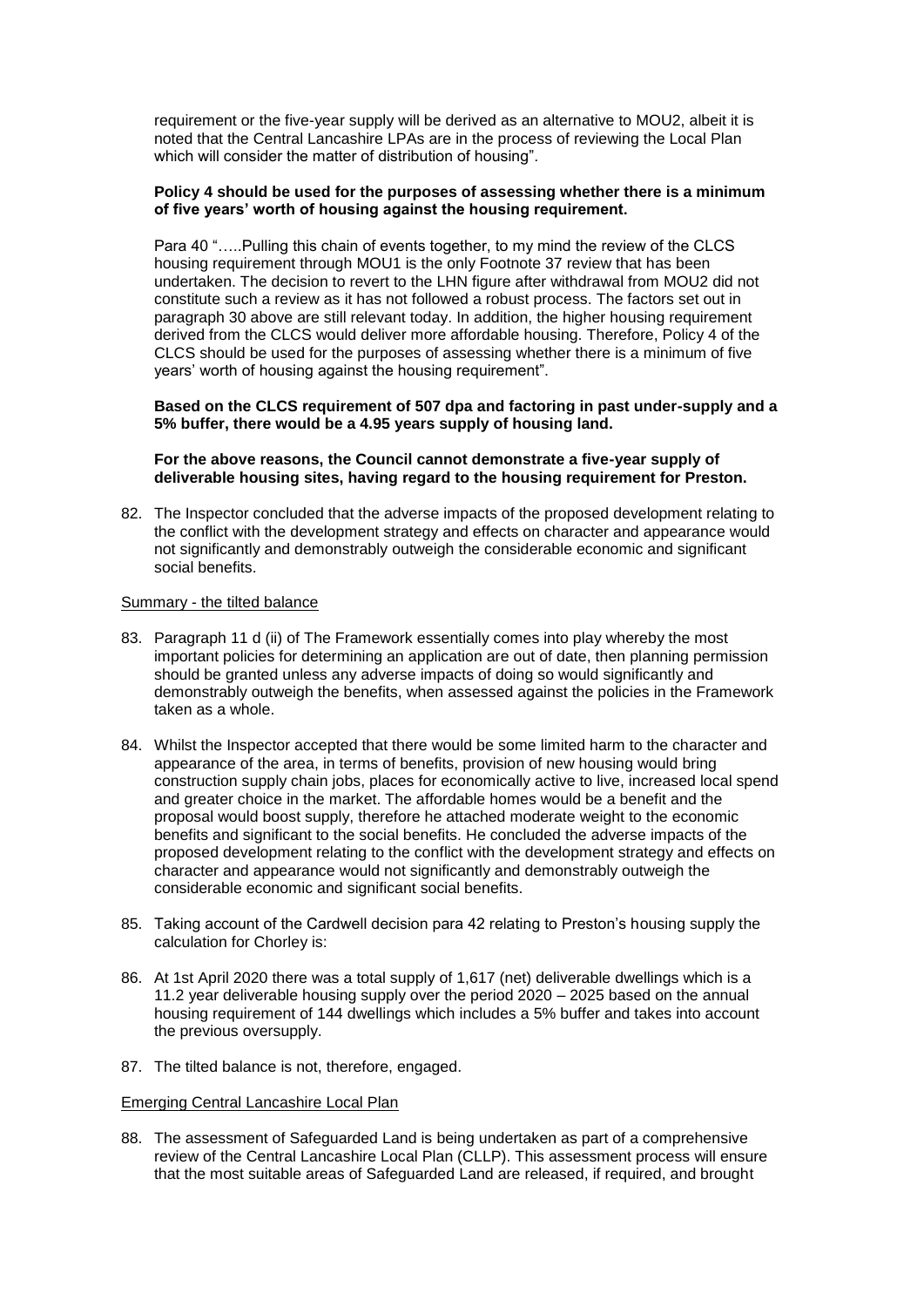requirement or the five-year supply will be derived as an alternative to MOU2, albeit it is noted that the Central Lancashire LPAs are in the process of reviewing the Local Plan which will consider the matter of distribution of housing".

**Policy 4 should be used for the purposes of assessing whether there is a minimum of five years' worth of housing against the housing requirement.**

Para 40 "…..Pulling this chain of events together, to my mind the review of the CLCS housing requirement through MOU1 is the only Footnote 37 review that has been undertaken. The decision to revert to the LHN figure after withdrawal from MOU2 did not constitute such a review as it has not followed a robust process. The factors set out in paragraph 30 above are still relevant today. In addition, the higher housing requirement derived from the CLCS would deliver more affordable housing. Therefore, Policy 4 of the CLCS should be used for the purposes of assessing whether there is a minimum of five years' worth of housing against the housing requirement".

**Based on the CLCS requirement of 507 dpa and factoring in past under-supply and a 5% buffer, there would be a 4.95 years supply of housing land.**

**For the above reasons, the Council cannot demonstrate a five-year supply of deliverable housing sites, having regard to the housing requirement for Preston.**

82. The Inspector concluded that the adverse impacts of the proposed development relating to the conflict with the development strategy and effects on character and appearance would not significantly and demonstrably outweigh the considerable economic and significant social benefits.

Summary - the tilted balance

83. Paragraph 11 d (ii) of The Framework essentially comes into play whereby the most important policies for determining an application are out of date, then planning permission should be granted unless any adverse impacts of doing so would significantly and demonstrably outweigh the benefits, when assessed against the policies in the Framework taken as a whole.

84. Whilst the Inspector accepted that there would be some limited harm to the character and appearance of the area, in terms of benefits, provision of new housing would bring construction supply chain jobs, places for economically active to live, increased local spend and greater choice in the market. The affordable homes would be a benefit and the proposal would boost supply, therefore he attached moderate weight to the economic benefits and significant to the social benefits. He concluded the adverse impacts of the proposed development relating to the conflict with the development strategy and effects on character and appearance would not significantly and demonstrably outweigh the considerable economic and significant social benefits.

85. Taking account of the Cardwell decision para 42 relating to Preston's housing supply the calculation for Chorley is:

86. At 1st April 2020 there was a total supply of 1,617 (net) deliverable dwellings which is a 11.2 year deliverable housing supply over the period 2020 – 2025 based on the annual housing requirement of 144 dwellings which includes a 5% buffer and takes into account the previous oversupply.

87. The tilted balance is not, therefore, engaged.

Emerging Central Lancashire Local Plan

88. The assessment of Safeguarded Land is being undertaken as part of a comprehensive review of the Central Lancashire Local Plan (CLLP). This assessment process will ensure that the most suitable areas of Safeguarded Land are released, if required, and brought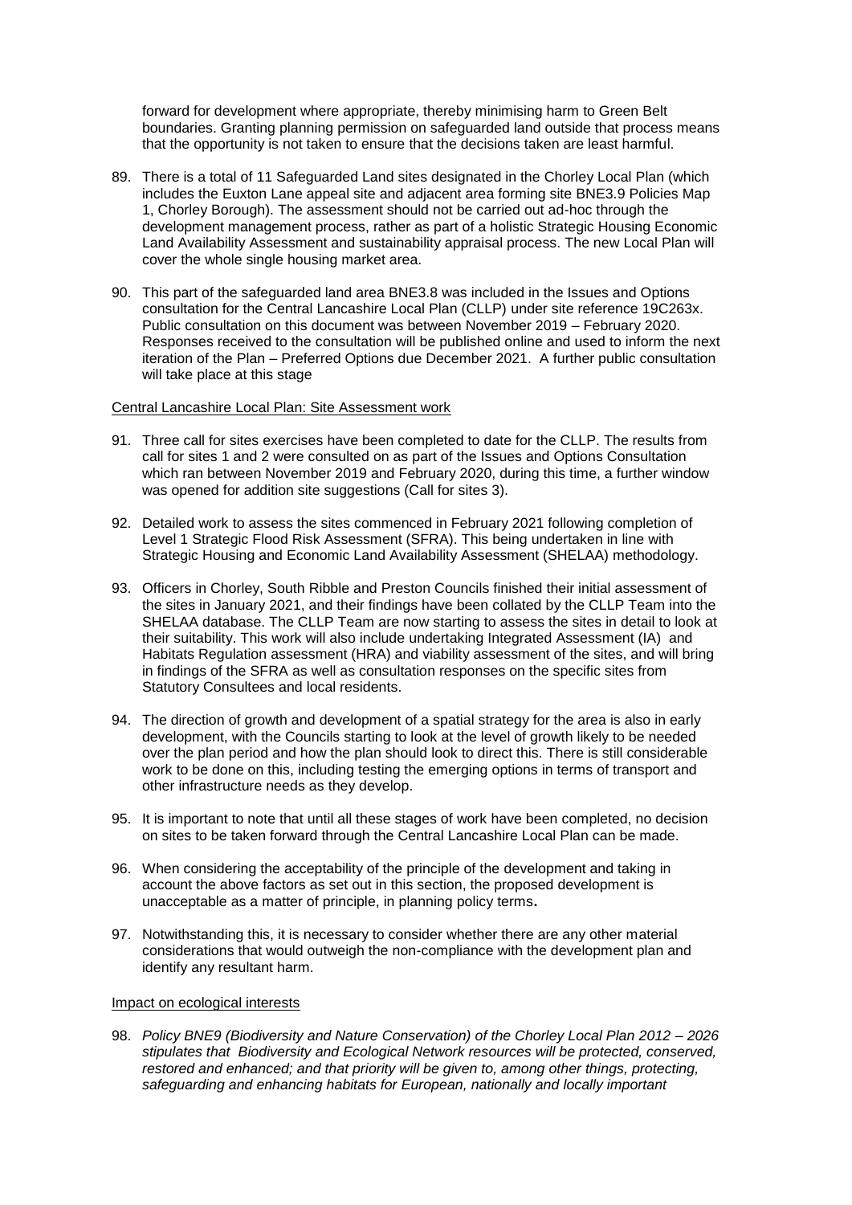forward for development where appropriate, thereby minimising harm to Green Belt boundaries. Granting planning permission on safeguarded land outside that process means that the opportunity is not taken to ensure that the decisions taken are least harmful.

89. There is a total of 11 Safeguarded Land sites designated in the Chorley Local Plan (which includes the Euxton Lane appeal site and adjacent area forming site BNE3.9 Policies Map 1, Chorley Borough). The assessment should not be carried out ad-hoc through the development management process, rather as part of a holistic Strategic Housing Economic Land Availability Assessment and sustainability appraisal process. The new Local Plan will cover the whole single housing market area.

90. This part of the safeguarded land area BNE3.8 was included in the Issues and Options consultation for the Central Lancashire Local Plan (CLLP) under site reference 19C263x. Public consultation on this document was between November 2019 – February 2020. Responses received to the consultation will be published online and used to inform the next iteration of the Plan – Preferred Options due December 2021. A further public consultation will take place at this stage

Central Lancashire Local Plan: Site Assessment work

91. Three call for sites exercises have been completed to date for the CLLP. The results from call for sites 1 and 2 were consulted on as part of the Issues and Options Consultation which ran between November 2019 and February 2020, during this time, a further window was opened for addition site suggestions (Call for sites 3).

92. Detailed work to assess the sites commenced in February 2021 following completion of Level 1 Strategic Flood Risk Assessment (SFRA). This being undertaken in line with Strategic Housing and Economic Land Availability Assessment (SHELAA) methodology.

93. Officers in Chorley, South Ribble and Preston Councils finished their initial assessment of the sites in January 2021, and their findings have been collated by the CLLP Team into the SHELAA database. The CLLP Team are now starting to assess the sites in detail to look at their suitability. This work will also include undertaking Integrated Assessment (IA) and Habitats Regulation assessment (HRA) and viability assessment of the sites, and will bring in findings of the SFRA as well as consultation responses on the specific sites from Statutory Consultees and local residents.

94. The direction of growth and development of a spatial strategy for the area is also in early development, with the Councils starting to look at the level of growth likely to be needed over the plan period and how the plan should look to direct this. There is still considerable work to be done on this, including testing the emerging options in terms of transport and other infrastructure needs as they develop.

95. It is important to note that until all these stages of work have been completed, no decision on sites to be taken forward through the Central Lancashire Local Plan can be made.

96. When considering the acceptability of the principle of the development and taking in account the above factors as set out in this section, the proposed development is unacceptable as a matter of principle, in planning policy terms**.**

97. Notwithstanding this, it is necessary to consider whether there are any other material considerations that would outweigh the non-compliance with the development plan and identify any resultant harm.

Impact on ecological interests

98. *Policy BNE9 (Biodiversity and Nature Conservation) of the Chorley Local Plan 2012 – 2026 stipulates that Biodiversity and Ecological Network resources will be protected, conserved, restored and enhanced; and that priority will be given to, among other things, protecting, safeguarding and enhancing habitats for European, nationally and locally important*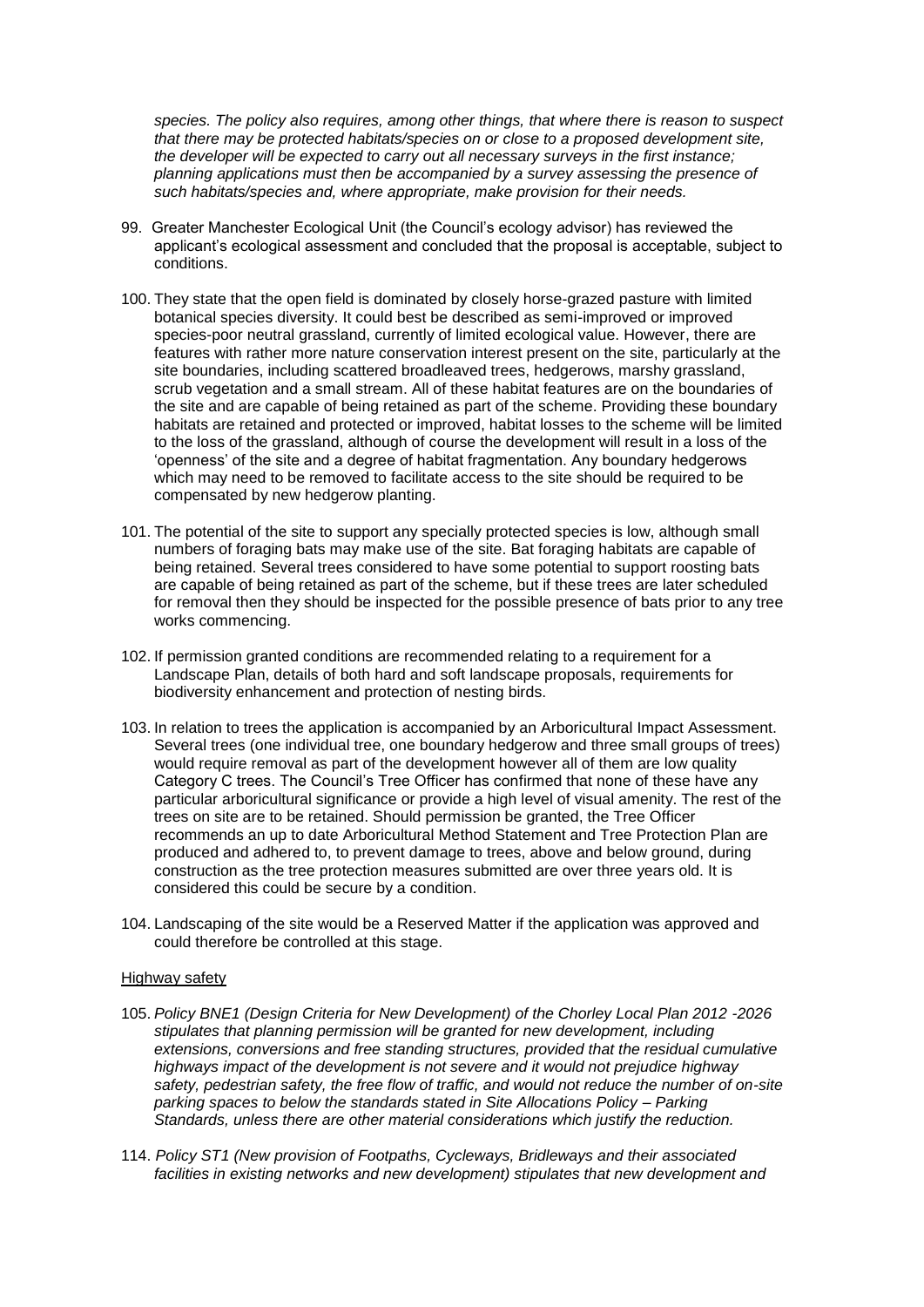*species. The policy also requires, among other things, that where there is reason to suspect that there may be protected habitats/species on or close to a proposed development site, the developer will be expected to carry out all necessary surveys in the first instance; planning applications must then be accompanied by a survey assessing the presence of such habitats/species and, where appropriate, make provision for their needs.*

99. Greater Manchester Ecological Unit (the Council's ecology advisor) has reviewed the applicant's ecological assessment and concluded that the proposal is acceptable, subject to conditions.

100. They state that the open field is dominated by closely horse-grazed pasture with limited botanical species diversity. It could best be described as semi-improved or improved species-poor neutral grassland, currently of limited ecological value. However, there are features with rather more nature conservation interest present on the site, particularly at the site boundaries, including scattered broadleaved trees, hedgerows, marshy grassland, scrub vegetation and a small stream. All of these habitat features are on the boundaries of the site and are capable of being retained as part of the scheme. Providing these boundary habitats are retained and protected or improved, habitat losses to the scheme will be limited to the loss of the grassland, although of course the development will result in a loss of the 'openness' of the site and a degree of habitat fragmentation. Any boundary hedgerows which may need to be removed to facilitate access to the site should be required to be compensated by new hedgerow planting.

101. The potential of the site to support any specially protected species is low, although small numbers of foraging bats may make use of the site. Bat foraging habitats are capable of being retained. Several trees considered to have some potential to support roosting bats are capable of being retained as part of the scheme, but if these trees are later scheduled for removal then they should be inspected for the possible presence of bats prior to any tree works commencing.

102. If permission granted conditions are recommended relating to a requirement for a Landscape Plan, details of both hard and soft landscape proposals, requirements for biodiversity enhancement and protection of nesting birds.

103. In relation to trees the application is accompanied by an Arboricultural Impact Assessment. Several trees (one individual tree, one boundary hedgerow and three small groups of trees) would require removal as part of the development however all of them are low quality Category C trees. The Council's Tree Officer has confirmed that none of these have any particular arboricultural significance or provide a high level of visual amenity. The rest of the trees on site are to be retained. Should permission be granted, the Tree Officer recommends an up to date Arboricultural Method Statement and Tree Protection Plan are produced and adhered to, to prevent damage to trees, above and below ground, during construction as the tree protection measures submitted are over three years old. It is considered this could be secure by a condition.

104. Landscaping of the site would be a Reserved Matter if the application was approved and could therefore be controlled at this stage.

Highway safety

105. *Policy BNE1 (Design Criteria for New Development) of the Chorley Local Plan 2012 -2026 stipulates that planning permission will be granted for new development, including extensions, conversions and free standing structures, provided that the residual cumulative highways impact of the development is not severe and it would not prejudice highway safety, pedestrian safety, the free flow of traffic, and would not reduce the number of on-site parking spaces to below the standards stated in Site Allocations Policy – Parking Standards, unless there are other material considerations which justify the reduction.*

114. *Policy ST1 (New provision of Footpaths, Cycleways, Bridleways and their associated facilities in existing networks and new development) stipulates that new development and*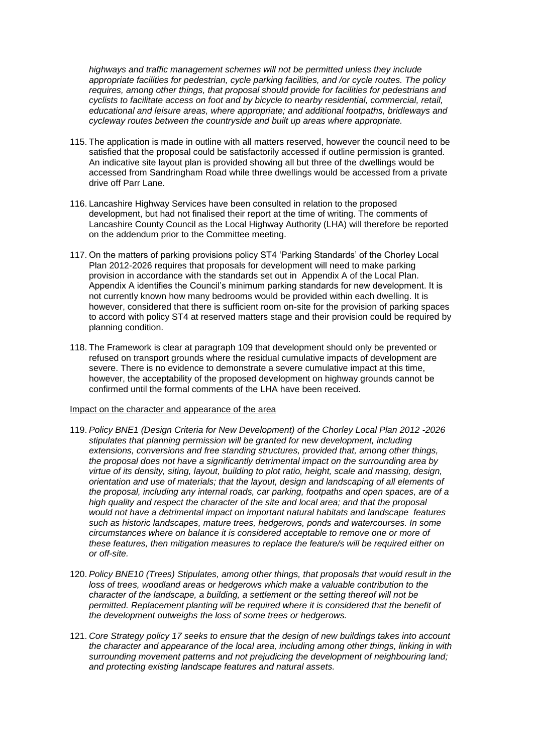*highways and traffic management schemes will not be permitted unless they include appropriate facilities for pedestrian, cycle parking facilities, and /or cycle routes. The policy requires, among other things, that proposal should provide for facilities for pedestrians and cyclists to facilitate access on foot and by bicycle to nearby residential, commercial, retail, educational and leisure areas, where appropriate; and additional footpaths, bridleways and cycleway routes between the countryside and built up areas where appropriate.*

115. The application is made in outline with all matters reserved, however the council need to be satisfied that the proposal could be satisfactorily accessed if outline permission is granted. An indicative site layout plan is provided showing all but three of the dwellings would be accessed from Sandringham Road while three dwellings would be accessed from a private drive off Parr Lane.

116. Lancashire Highway Services have been consulted in relation to the proposed development, but had not finalised their report at the time of writing. The comments of Lancashire County Council as the Local Highway Authority (LHA) will therefore be reported on the addendum prior to the Committee meeting.

117. On the matters of parking provisions policy ST4 'Parking Standards' of the Chorley Local Plan 2012-2026 requires that proposals for development will need to make parking provision in accordance with the standards set out in Appendix A of the Local Plan. Appendix A identifies the Council's minimum parking standards for new development. It is not currently known how many bedrooms would be provided within each dwelling. It is however, considered that there is sufficient room on-site for the provision of parking spaces to accord with policy ST4 at reserved matters stage and their provision could be required by planning condition.

118. The Framework is clear at paragraph 109 that development should only be prevented or refused on transport grounds where the residual cumulative impacts of development are severe. There is no evidence to demonstrate a severe cumulative impact at this time, however, the acceptability of the proposed development on highway grounds cannot be confirmed until the formal comments of the LHA have been received.

<u>Impact on the character and appearance of the area</u>

119. *Policy BNE1 (Design Criteria for New Development) of the Chorley Local Plan 2012 -2026 stipulates that planning permission will be granted for new development, including extensions, conversions and free standing structures, provided that, among other things, the proposal does not have a significantly detrimental impact on the surrounding area by virtue of its density, siting, layout, building to plot ratio, height, scale and massing, design, orientation and use of materials; that the layout, design and landscaping of all elements of the proposal, including any internal roads, car parking, footpaths and open spaces, are of a high quality and respect the character of the site and local area; and that the proposal would not have a detrimental impact on important natural habitats and landscape features such as historic landscapes, mature trees, hedgerows, ponds and watercourses. In some circumstances where on balance it is considered acceptable to remove one or more of these features, then mitigation measures to replace the feature/s will be required either on or off-site.*

120. *Policy BNE10 (Trees) Stipulates, among other things, that proposals that would result in the loss of trees, woodland areas or hedgerows which make a valuable contribution to the character of the landscape, a building, a settlement or the setting thereof will not be permitted. Replacement planting will be required where it is considered that the benefit of the development outweighs the loss of some trees or hedgerows.*

121. *Core Strategy policy 17 seeks to ensure that the design of new buildings takes into account the character and appearance of the local area, including among other things, linking in with surrounding movement patterns and not prejudicing the development of neighbouring land; and protecting existing landscape features and natural assets.*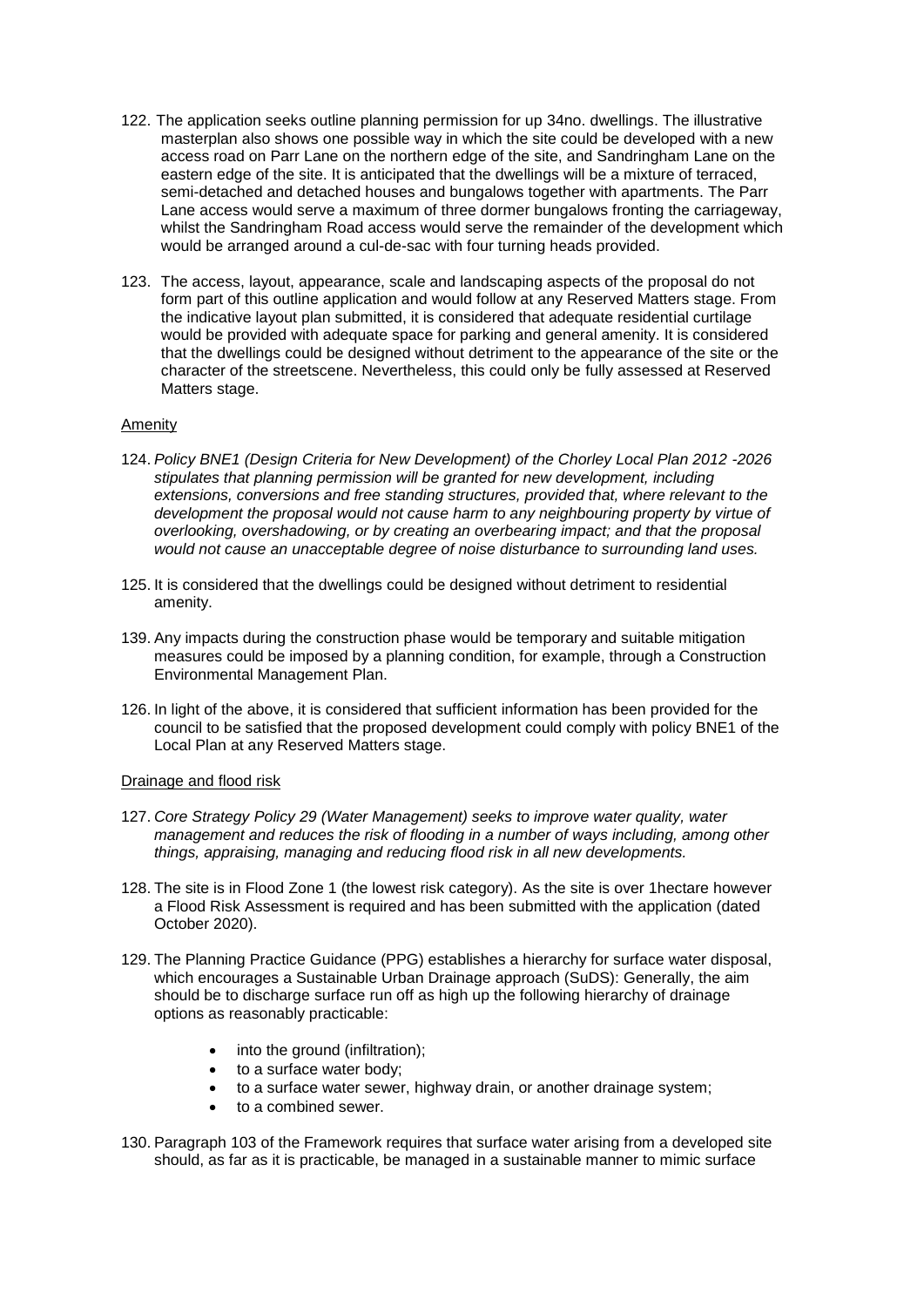122. The application seeks outline planning permission for up 34no. dwellings. The illustrative masterplan also shows one possible way in which the site could be developed with a new access road on Parr Lane on the northern edge of the site, and Sandringham Lane on the eastern edge of the site. It is anticipated that the dwellings will be a mixture of terraced, semi-detached and detached houses and bungalows together with apartments. The Parr Lane access would serve a maximum of three dormer bungalows fronting the carriageway, whilst the Sandringham Road access would serve the remainder of the development which would be arranged around a cul-de-sac with four turning heads provided.

123. The access, layout, appearance, scale and landscaping aspects of the proposal do not form part of this outline application and would follow at any Reserved Matters stage. From the indicative layout plan submitted, it is considered that adequate residential curtilage would be provided with adequate space for parking and general amenity. It is considered that the dwellings could be designed without detriment to the appearance of the site or the character of the streetscene. Nevertheless, this could only be fully assessed at Reserved Matters stage.

Amenity

124. *Policy BNE1 (Design Criteria for New Development) of the Chorley Local Plan 2012 -2026 stipulates that planning permission will be granted for new development, including extensions, conversions and free standing structures, provided that, where relevant to the development the proposal would not cause harm to any neighbouring property by virtue of overlooking, overshadowing, or by creating an overbearing impact; and that the proposal would not cause an unacceptable degree of noise disturbance to surrounding land uses.*

125. It is considered that the dwellings could be designed without detriment to residential amenity.

139. Any impacts during the construction phase would be temporary and suitable mitigation measures could be imposed by a planning condition, for example, through a Construction Environmental Management Plan.

126. In light of the above, it is considered that sufficient information has been provided for the council to be satisfied that the proposed development could comply with policy BNE1 of the Local Plan at any Reserved Matters stage.

Drainage and flood risk

127. *Core Strategy Policy 29 (Water Management) seeks to improve water quality, water management and reduces the risk of flooding in a number of ways including, among other things, appraising, managing and reducing flood risk in all new developments.*

128. The site is in Flood Zone 1 (the lowest risk category). As the site is over 1hectare however a Flood Risk Assessment is required and has been submitted with the application (dated October 2020).

129. The Planning Practice Guidance (PPG) establishes a hierarchy for surface water disposal, which encourages a Sustainable Urban Drainage approach (SuDS): Generally, the aim should be to discharge surface run off as high up the following hierarchy of drainage options as reasonably practicable:

- into the ground (infiltration);
- to a surface water body;
- to a surface water sewer, highway drain, or another drainage system;
- to a combined sewer.

130. Paragraph 103 of the Framework requires that surface water arising from a developed site should, as far as it is practicable, be managed in a sustainable manner to mimic surface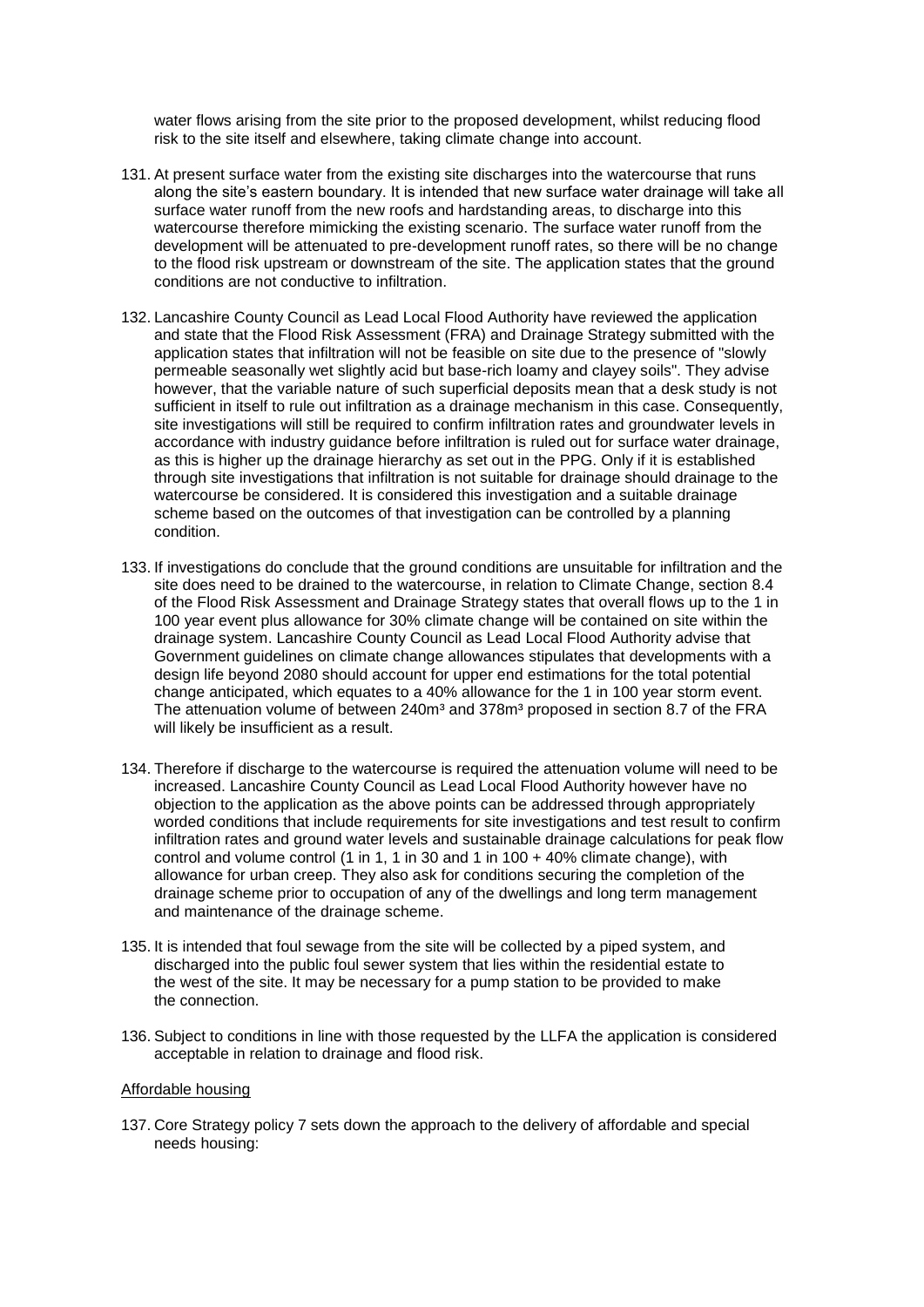water flows arising from the site prior to the proposed development, whilst reducing flood risk to the site itself and elsewhere, taking climate change into account.

131. At present surface water from the existing site discharges into the watercourse that runs along the site's eastern boundary. It is intended that new surface water drainage will take all surface water runoff from the new roofs and hardstanding areas, to discharge into this watercourse therefore mimicking the existing scenario. The surface water runoff from the development will be attenuated to pre-development runoff rates, so there will be no change to the flood risk upstream or downstream of the site. The application states that the ground conditions are not conductive to infiltration.

132. Lancashire County Council as Lead Local Flood Authority have reviewed the application and state that the Flood Risk Assessment (FRA) and Drainage Strategy submitted with the application states that infiltration will not be feasible on site due to the presence of "slowly permeable seasonally wet slightly acid but base-rich loamy and clayey soils". They advise however, that the variable nature of such superficial deposits mean that a desk study is not sufficient in itself to rule out infiltration as a drainage mechanism in this case. Consequently, site investigations will still be required to confirm infiltration rates and groundwater levels in accordance with industry guidance before infiltration is ruled out for surface water drainage, as this is higher up the drainage hierarchy as set out in the PPG. Only if it is established through site investigations that infiltration is not suitable for drainage should drainage to the watercourse be considered. It is considered this investigation and a suitable drainage scheme based on the outcomes of that investigation can be controlled by a planning condition.

133. If investigations do conclude that the ground conditions are unsuitable for infiltration and the site does need to be drained to the watercourse, in relation to Climate Change, section 8.4 of the Flood Risk Assessment and Drainage Strategy states that overall flows up to the 1 in 100 year event plus allowance for 30% climate change will be contained on site within the drainage system. Lancashire County Council as Lead Local Flood Authority advise that Government guidelines on climate change allowances stipulates that developments with a design life beyond 2080 should account for upper end estimations for the total potential change anticipated, which equates to a 40% allowance for the 1 in 100 year storm event. The attenuation volume of between 240m³ and 378m³ proposed in section 8.7 of the FRA will likely be insufficient as a result.

134. Therefore if discharge to the watercourse is required the attenuation volume will need to be increased. Lancashire County Council as Lead Local Flood Authority however have no objection to the application as the above points can be addressed through appropriately worded conditions that include requirements for site investigations and test result to confirm infiltration rates and ground water levels and sustainable drainage calculations for peak flow control and volume control (1 in 1, 1 in 30 and 1 in 100 + 40% climate change), with allowance for urban creep. They also ask for conditions securing the completion of the drainage scheme prior to occupation of any of the dwellings and long term management and maintenance of the drainage scheme.

135. It is intended that foul sewage from the site will be collected by a piped system, and discharged into the public foul sewer system that lies within the residential estate to the west of the site. It may be necessary for a pump station to be provided to make the connection.

136. Subject to conditions in line with those requested by the LLFA the application is considered acceptable in relation to drainage and flood risk.

Affordable housing

137. Core Strategy policy 7 sets down the approach to the delivery of affordable and special needs housing: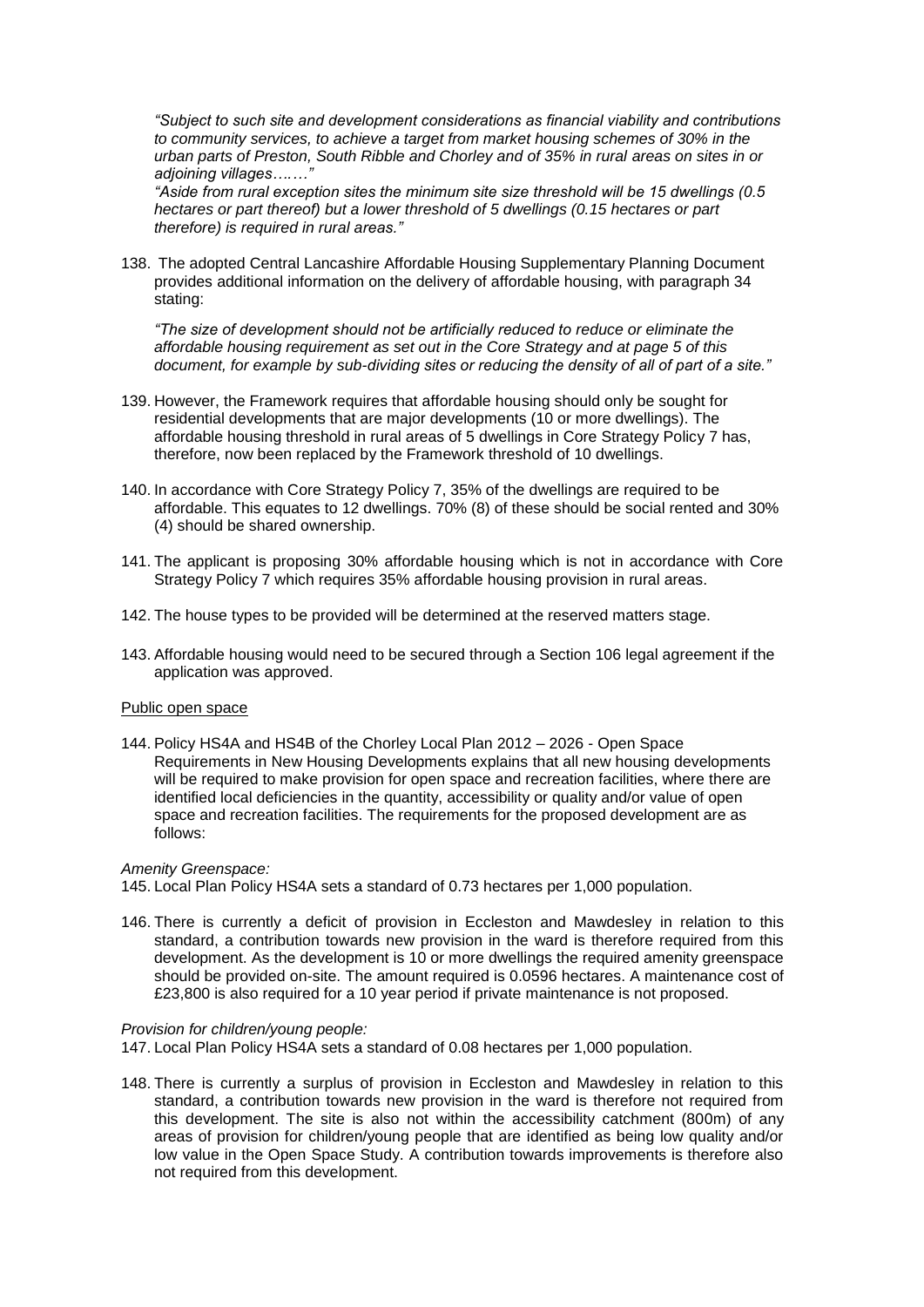*"Subject to such site and development considerations as financial viability and contributions to community services, to achieve a target from market housing schemes of 30% in the urban parts of Preston, South Ribble and Chorley and of 35% in rural areas on sites in or adjoining villages……."*

*"Aside from rural exception sites the minimum site size threshold will be 15 dwellings (0.5 hectares or part thereof) but a lower threshold of 5 dwellings (0.15 hectares or part therefore) is required in rural areas."*

138. The adopted Central Lancashire Affordable Housing Supplementary Planning Document provides additional information on the delivery of affordable housing, with paragraph 34 stating:

*"The size of development should not be artificially reduced to reduce or eliminate the affordable housing requirement as set out in the Core Strategy and at page 5 of this document, for example by sub-dividing sites or reducing the density of all of part of a site."*

139. However, the Framework requires that affordable housing should only be sought for residential developments that are major developments (10 or more dwellings). The affordable housing threshold in rural areas of 5 dwellings in Core Strategy Policy 7 has, therefore, now been replaced by the Framework threshold of 10 dwellings.

140. In accordance with Core Strategy Policy 7, 35% of the dwellings are required to be affordable. This equates to 12 dwellings. 70% (8) of these should be social rented and 30% (4) should be shared ownership.

141. The applicant is proposing 30% affordable housing which is not in accordance with Core Strategy Policy 7 which requires 35% affordable housing provision in rural areas.

142. The house types to be provided will be determined at the reserved matters stage.

143. Affordable housing would need to be secured through a Section 106 legal agreement if the application was approved.

Public open space

144. Policy HS4A and HS4B of the Chorley Local Plan 2012 – 2026 - Open Space Requirements in New Housing Developments explains that all new housing developments will be required to make provision for open space and recreation facilities, where there are identified local deficiencies in the quantity, accessibility or quality and/or value of open space and recreation facilities. The requirements for the proposed development are as follows:

*Amenity Greenspace:*

145. Local Plan Policy HS4A sets a standard of 0.73 hectares per 1,000 population.

146. There is currently a deficit of provision in Eccleston and Mawdesley in relation to this standard, a contribution towards new provision in the ward is therefore required from this development. As the development is 10 or more dwellings the required amenity greenspace should be provided on-site. The amount required is 0.0596 hectares. A maintenance cost of £23,800 is also required for a 10 year period if private maintenance is not proposed.

*Provision for children/young people:*

147. Local Plan Policy HS4A sets a standard of 0.08 hectares per 1,000 population.

148. There is currently a surplus of provision in Eccleston and Mawdesley in relation to this standard, a contribution towards new provision in the ward is therefore not required from this development. The site is also not within the accessibility catchment (800m) of any areas of provision for children/young people that are identified as being low quality and/or low value in the Open Space Study. A contribution towards improvements is therefore also not required from this development.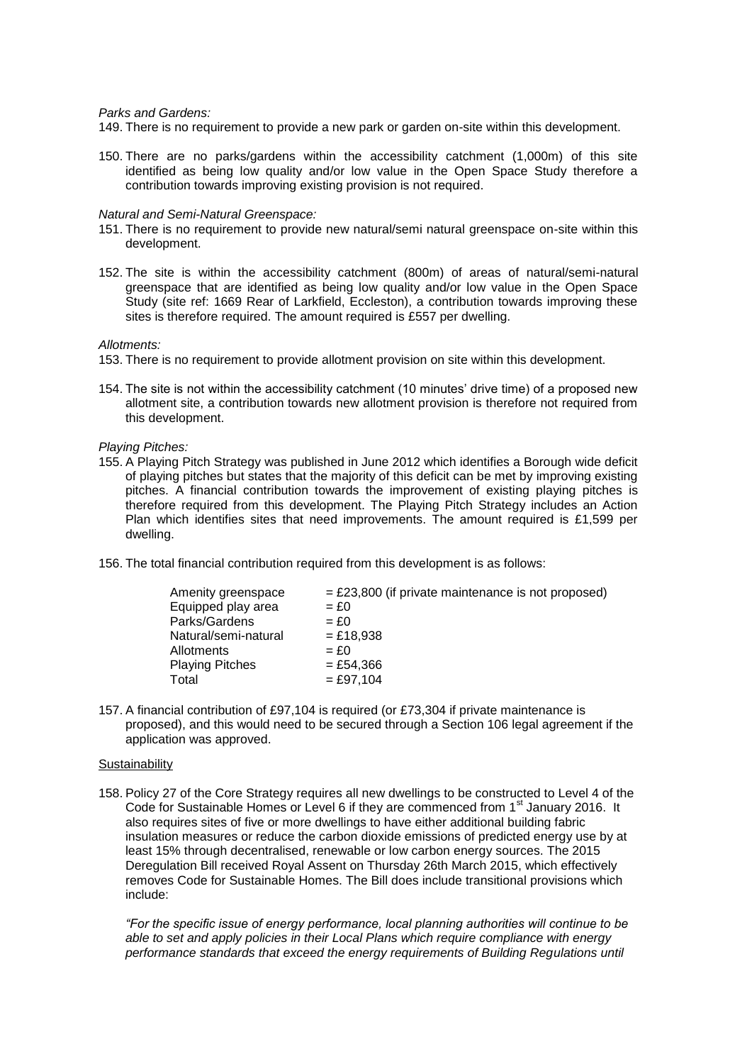*Parks and Gardens:*

149. There is no requirement to provide a new park or garden on-site within this development.

150. There are no parks/gardens within the accessibility catchment (1,000m) of this site identified as being low quality and/or low value in the Open Space Study therefore a contribution towards improving existing provision is not required.

*Natural and Semi-Natural Greenspace:*

151. There is no requirement to provide new natural/semi natural greenspace on-site within this development.

152. The site is within the accessibility catchment (800m) of areas of natural/semi-natural greenspace that are identified as being low quality and/or low value in the Open Space Study (site ref: 1669 Rear of Larkfield, Eccleston), a contribution towards improving these sites is therefore required. The amount required is £557 per dwelling.

*Allotments:*

153. There is no requirement to provide allotment provision on site within this development.

154. The site is not within the accessibility catchment (10 minutes' drive time) of a proposed new allotment site, a contribution towards new allotment provision is therefore not required from this development.

*Playing Pitches:*

155. A Playing Pitch Strategy was published in June 2012 which identifies a Borough wide deficit of playing pitches but states that the majority of this deficit can be met by improving existing pitches. A financial contribution towards the improvement of existing playing pitches is therefore required from this development. The Playing Pitch Strategy includes an Action Plan which identifies sites that need improvements. The amount required is £1,599 per dwelling.

156. The total financial contribution required from this development is as follows:

| | |
|---|---|
| Amenity greenspace | = £23,800 (if private maintenance is not proposed) |
| Equipped play area | = £0 |
| Parks/Gardens | = £0 |
| Natural/semi-natural | = £18,938 |
| Allotments | = £0 |
| Playing Pitches | = £54,366 |
| Total | = £97,104 |

157. A financial contribution of £97,104 is required (or £73,304 if private maintenance is proposed), and this would need to be secured through a Section 106 legal agreement if the application was approved.

Sustainability

158. Policy 27 of the Core Strategy requires all new dwellings to be constructed to Level 4 of the Code for Sustainable Homes or Level 6 if they are commenced from 1st January 2016. It also requires sites of five or more dwellings to have either additional building fabric insulation measures or reduce the carbon dioxide emissions of predicted energy use by at least 15% through decentralised, renewable or low carbon energy sources. The 2015 Deregulation Bill received Royal Assent on Thursday 26th March 2015, which effectively removes Code for Sustainable Homes. The Bill does include transitional provisions which include:

*"For the specific issue of energy performance, local planning authorities will continue to be able to set and apply policies in their Local Plans which require compliance with energy performance standards that exceed the energy requirements of Building Regulations until*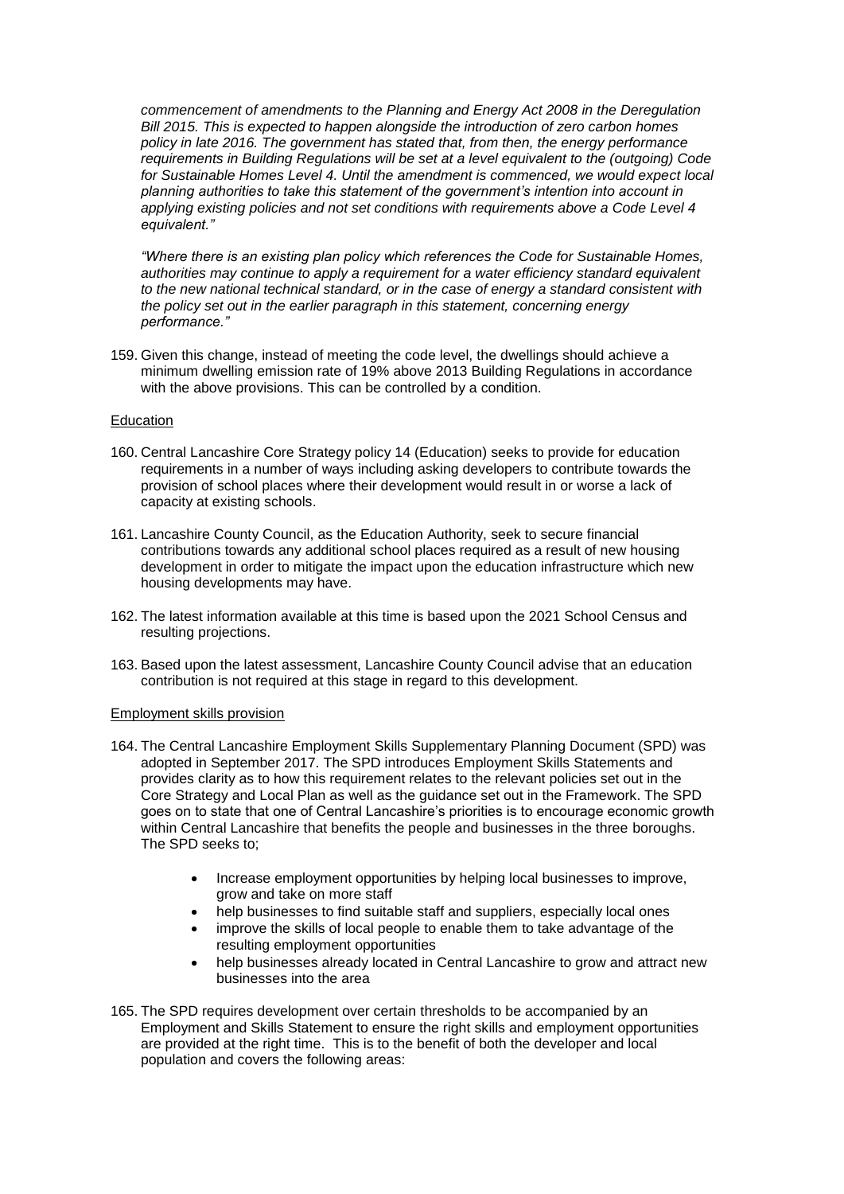*commencement of amendments to the Planning and Energy Act 2008 in the Deregulation Bill 2015. This is expected to happen alongside the introduction of zero carbon homes policy in late 2016. The government has stated that, from then, the energy performance requirements in Building Regulations will be set at a level equivalent to the (outgoing) Code for Sustainable Homes Level 4. Until the amendment is commenced, we would expect local planning authorities to take this statement of the government's intention into account in applying existing policies and not set conditions with requirements above a Code Level 4 equivalent."*

*"Where there is an existing plan policy which references the Code for Sustainable Homes, authorities may continue to apply a requirement for a water efficiency standard equivalent to the new national technical standard, or in the case of energy a standard consistent with the policy set out in the earlier paragraph in this statement, concerning energy performance."*

159. Given this change, instead of meeting the code level, the dwellings should achieve a minimum dwelling emission rate of 19% above 2013 Building Regulations in accordance with the above provisions. This can be controlled by a condition.

<u>Education</u>

160. Central Lancashire Core Strategy policy 14 (Education) seeks to provide for education requirements in a number of ways including asking developers to contribute towards the provision of school places where their development would result in or worse a lack of capacity at existing schools.

161. Lancashire County Council, as the Education Authority, seek to secure financial contributions towards any additional school places required as a result of new housing development in order to mitigate the impact upon the education infrastructure which new housing developments may have.

162. The latest information available at this time is based upon the 2021 School Census and resulting projections.

163. Based upon the latest assessment, Lancashire County Council advise that an education contribution is not required at this stage in regard to this development.

<u>Employment skills provision</u>

164. The Central Lancashire Employment Skills Supplementary Planning Document (SPD) was adopted in September 2017. The SPD introduces Employment Skills Statements and provides clarity as to how this requirement relates to the relevant policies set out in the Core Strategy and Local Plan as well as the guidance set out in the Framework. The SPD goes on to state that one of Central Lancashire's priorities is to encourage economic growth within Central Lancashire that benefits the people and businesses in the three boroughs. The SPD seeks to;

- Increase employment opportunities by helping local businesses to improve, grow and take on more staff
- help businesses to find suitable staff and suppliers, especially local ones
- improve the skills of local people to enable them to take advantage of the resulting employment opportunities
- help businesses already located in Central Lancashire to grow and attract new businesses into the area

165. The SPD requires development over certain thresholds to be accompanied by an Employment and Skills Statement to ensure the right skills and employment opportunities are provided at the right time. This is to the benefit of both the developer and local population and covers the following areas: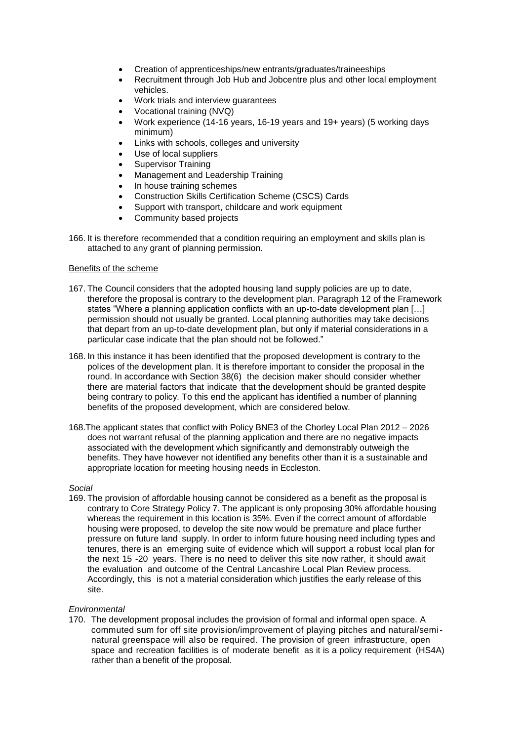- Creation of apprenticeships/new entrants/graduates/traineeships
- Recruitment through Job Hub and Jobcentre plus and other local employment vehicles.
- Work trials and interview guarantees
- Vocational training (NVQ)
- Work experience (14-16 years, 16-19 years and 19+ years) (5 working days minimum)
- Links with schools, colleges and university
- Use of local suppliers
- Supervisor Training
- Management and Leadership Training
- In house training schemes
- Construction Skills Certification Scheme (CSCS) Cards
- Support with transport, childcare and work equipment
- Community based projects

166. It is therefore recommended that a condition requiring an employment and skills plan is attached to any grant of planning permission.

Benefits of the scheme

167. The Council considers that the adopted housing land supply policies are up to date, therefore the proposal is contrary to the development plan. Paragraph 12 of the Framework states "Where a planning application conflicts with an up-to-date development plan […] permission should not usually be granted. Local planning authorities may take decisions that depart from an up-to-date development plan, but only if material considerations in a particular case indicate that the plan should not be followed."

168. In this instance it has been identified that the proposed development is contrary to the polices of the development plan. It is therefore important to consider the proposal in the round. In accordance with Section 38(6) the decision maker should consider whether there are material factors that indicate that the development should be granted despite being contrary to policy. To this end the applicant has identified a number of planning benefits of the proposed development, which are considered below.

168. The applicant states that conflict with Policy BNE3 of the Chorley Local Plan 2012 – 2026 does not warrant refusal of the planning application and there are no negative impacts associated with the development which significantly and demonstrably outweigh the benefits. They have however not identified any benefits other than it is a sustainable and appropriate location for meeting housing needs in Eccleston.

*Social*

169. The provision of affordable housing cannot be considered as a benefit as the proposal is contrary to Core Strategy Policy 7. The applicant is only proposing 30% affordable housing whereas the requirement in this location is 35%. Even if the correct amount of affordable housing were proposed, to develop the site now would be premature and place further pressure on future land supply. In order to inform future housing need including types and tenures, there is an emerging suite of evidence which will support a robust local plan for the next 15 -20 years. There is no need to deliver this site now rather, it should await the evaluation and outcome of the Central Lancashire Local Plan Review process. Accordingly, this is not a material consideration which justifies the early release of this site.

*Environmental*

170. The development proposal includes the provision of formal and informal open space. A commuted sum for off site provision/improvement of playing pitches and natural/semi-natural greenspace will also be required. The provision of green infrastructure, open space and recreation facilities is of moderate benefit as it is a policy requirement (HS4A) rather than a benefit of the proposal.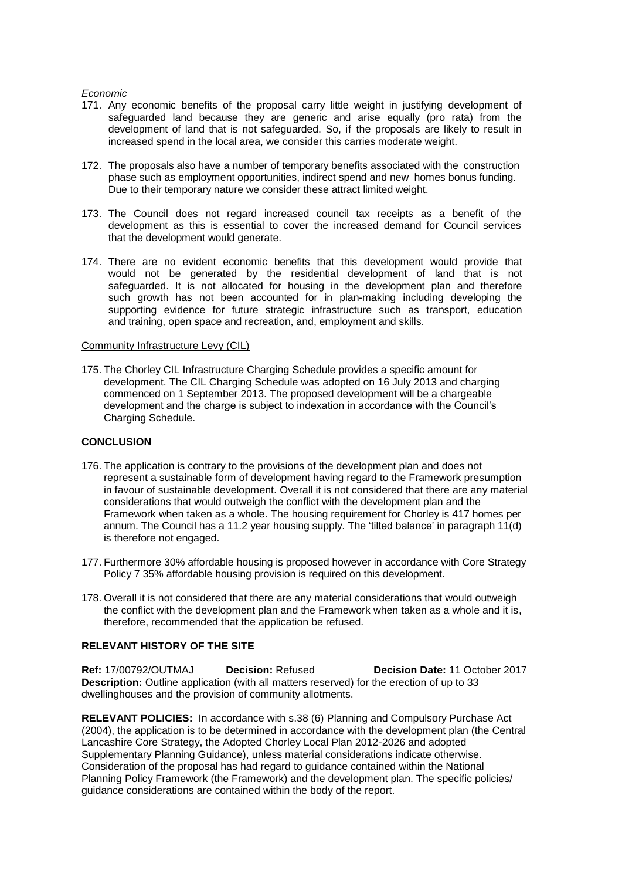*Economic*

171. Any economic benefits of the proposal carry little weight in justifying development of safeguarded land because they are generic and arise equally (pro rata) from the development of land that is not safeguarded. So, if the proposals are likely to result in increased spend in the local area, we consider this carries moderate weight.

172. The proposals also have a number of temporary benefits associated with the construction phase such as employment opportunities, indirect spend and new homes bonus funding. Due to their temporary nature we consider these attract limited weight.

173. The Council does not regard increased council tax receipts as a benefit of the development as this is essential to cover the increased demand for Council services that the development would generate.

174. There are no evident economic benefits that this development would provide that would not be generated by the residential development of land that is not safeguarded. It is not allocated for housing in the development plan and therefore such growth has not been accounted for in plan-making including developing the supporting evidence for future strategic infrastructure such as transport, education and training, open space and recreation, and, employment and skills.

<u>Community Infrastructure Levy (CIL)</u>

175. The Chorley CIL Infrastructure Charging Schedule provides a specific amount for development. The CIL Charging Schedule was adopted on 16 July 2013 and charging commenced on 1 September 2013. The proposed development will be a chargeable development and the charge is subject to indexation in accordance with the Council's Charging Schedule.

**CONCLUSION**

176. The application is contrary to the provisions of the development plan and does not represent a sustainable form of development having regard to the Framework presumption in favour of sustainable development. Overall it is not considered that there are any material considerations that would outweigh the conflict with the development plan and the Framework when taken as a whole. The housing requirement for Chorley is 417 homes per annum. The Council has a 11.2 year housing supply. The 'tilted balance' in paragraph 11(d) is therefore not engaged.

177. Furthermore 30% affordable housing is proposed however in accordance with Core Strategy Policy 7 35% affordable housing provision is required on this development.

178. Overall it is not considered that there are any material considerations that would outweigh the conflict with the development plan and the Framework when taken as a whole and it is, therefore, recommended that the application be refused.

**RELEVANT HISTORY OF THE SITE**

**Ref:** 17/00792/OUTMAJ **Decision:** Refused **Decision Date:** 11 October 2017
**Description:** Outline application (with all matters reserved) for the erection of up to 33 dwellinghouses and the provision of community allotments.

**RELEVANT POLICIES:** In accordance with s.38 (6) Planning and Compulsory Purchase Act (2004), the application is to be determined in accordance with the development plan (the Central Lancashire Core Strategy, the Adopted Chorley Local Plan 2012-2026 and adopted Supplementary Planning Guidance), unless material considerations indicate otherwise. Consideration of the proposal has had regard to guidance contained within the National Planning Policy Framework (the Framework) and the development plan. The specific policies/ guidance considerations are contained within the body of the report.